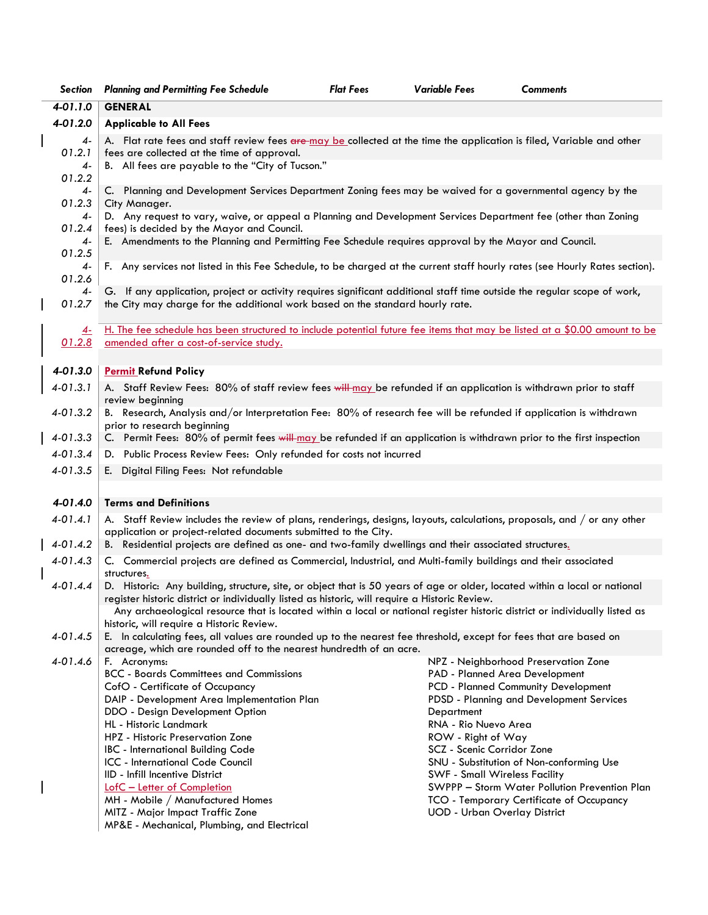| Section | Planning and Permitting Fee Schedule | Flat Fees | Variable Fees | Comments |
|---|---|---|---|---|
| **4-01.1.0** | **GENERAL** | | | |
| **4-01.2.0** | **Applicable to All Fees** | | | |
| 4-01.2.1 | A. Flat rate fees and staff review fees ~~are~~ may be collected at the time the application is filed, Variable and other fees are collected at the time of approval. | | | |
| 4-01.2.2 | B. All fees are payable to the "City of Tucson." | | | |
| 4-01.2.3 | C. Planning and Development Services Department Zoning fees may be waived for a governmental agency by the City Manager. | | | |
| 4-01.2.4 | D. Any request to vary, waive, or appeal a Planning and Development Services Department fee (other than Zoning fees) is decided by the Mayor and Council. | | | |
| 4-01.2.5 | E. Amendments to the Planning and Permitting Fee Schedule requires approval by the Mayor and Council. | | | |
| 4-01.2.6 | F. Any services not listed in this Fee Schedule, to be charged at the current staff hourly rates (see Hourly Rates section). | | | |
| 4-01.2.7 | G. If any application, project or activity requires significant additional staff time outside the regular scope of work, the City may charge for the additional work based on the standard hourly rate. | | | |
| 4-01.2.8 | H. The fee schedule has been structured to include potential future fee items that may be listed at a $0.00 amount to be amended after a cost-of-service study. | | | |
| **4-01.3.0** | **Permit Refund Policy** | | | |
| 4-01.3.1 | A. Staff Review Fees: 80% of staff review fees ~~will~~ may be refunded if an application is withdrawn prior to staff review beginning | | | |
| 4-01.3.2 | B. Research, Analysis and/or Interpretation Fee: 80% of research fee will be refunded if application is withdrawn prior to research beginning | | | |
| 4-01.3.3 | C. Permit Fees: 80% of permit fees ~~will~~ may be refunded if an application is withdrawn prior to the first inspection | | | |
| 4-01.3.4 | D. Public Process Review Fees: Only refunded for costs not incurred | | | |
| 4-01.3.5 | E. Digital Filing Fees: Not refundable | | | |
| **4-01.4.0** | **Terms and Definitions** | | | |
| 4-01.4.1 | A. Staff Review includes the review of plans, renderings, designs, layouts, calculations, proposals, and / or any other application or project-related documents submitted to the City. | | | |
| 4-01.4.2 | B. Residential projects are defined as one- and two-family dwellings and their associated structures. | | | |
| 4-01.4.3 | C. Commercial projects are defined as Commercial, Industrial, and Multi-family buildings and their associated structures. | | | |
| 4-01.4.4 | D. Historic: Any building, structure, site, or object that is 50 years of age or older, located within a local or national register historic district or individually listed as historic, will require a Historic Review. Any archaeological resource that is located within a local or national register historic district or individually listed as historic, will require a Historic Review. | | | |
| 4-01.4.5 | E. In calculating fees, all values are rounded up to the nearest fee threshold, except for fees that are based on acreage, which are rounded off to the nearest hundredth of an acre. | | | |
| 4-01.4.6 | F. Acronyms:<br>BCC - Boards Committees and Commissions<br>CofO - Certificate of Occupancy<br>DAIP - Development Area Implementation Plan<br>DDO - Design Development Option<br>HL - Historic Landmark<br>HPZ - Historic Preservation Zone<br>IBC - International Building Code<br>ICC - International Code Council<br>IID - Infill Incentive District<br>LofC – Letter of Completion<br>MH - Mobile / Manufactured Homes<br>MITZ - Major Impact Traffic Zone<br>MP&E - Mechanical, Plumbing, and Electrical<br>NPZ - Neighborhood Preservation Zone<br>PAD - Planned Area Development<br>PCD - Planned Community Development<br>PDSD - Planning and Development Services Department<br>RNA - Rio Nuevo Area<br>ROW - Right of Way<br>SCZ - Scenic Corridor Zone<br>SNU - Substitution of Non-conforming Use<br>SWF - Small Wireless Facility<br>SWPPP – Storm Water Pollution Prevention Plan<br>TCO - Temporary Certificate of Occupancy<br>UOD - Urban Overlay District | | | |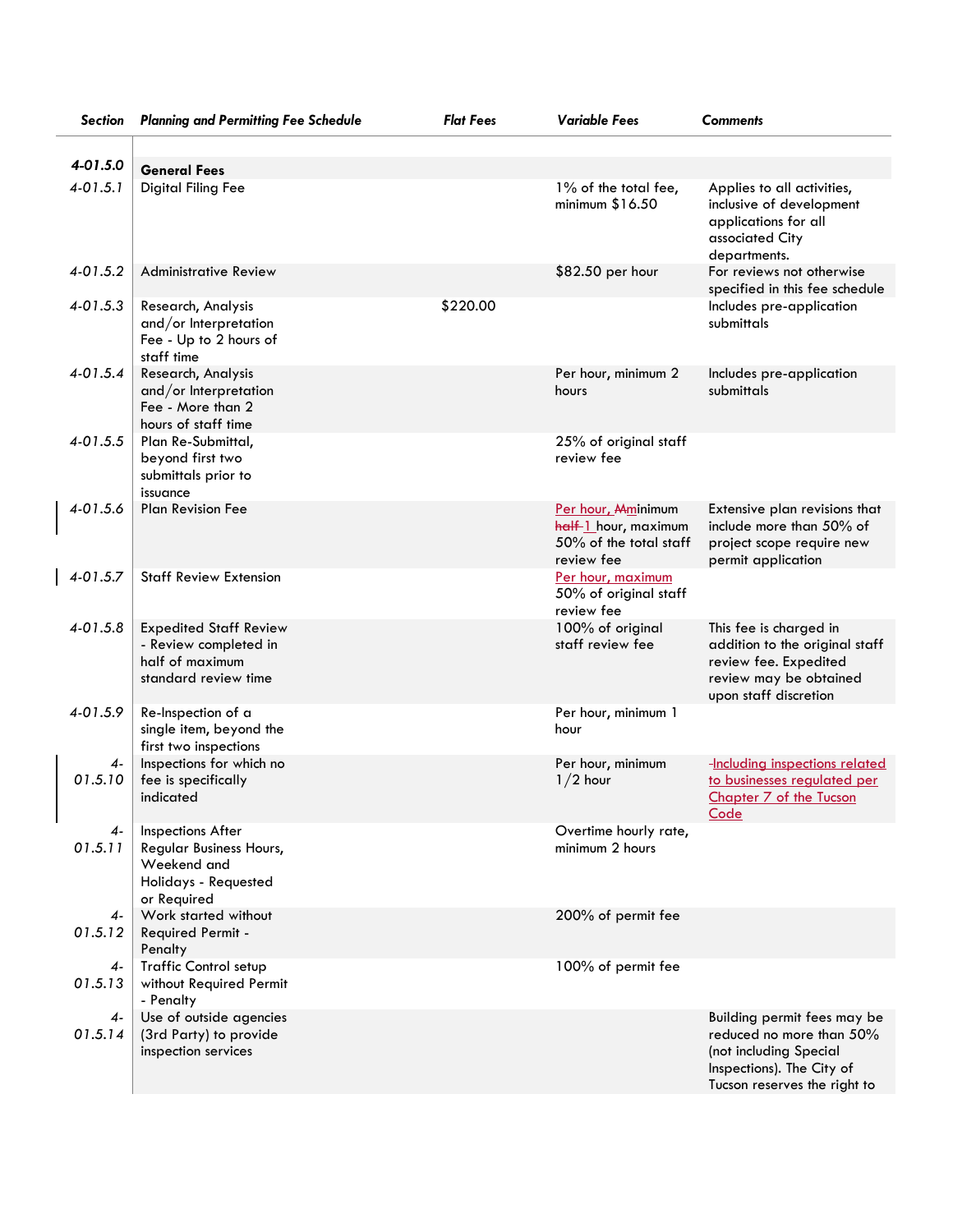| Section | Planning and Permitting Fee Schedule | Flat Fees | Variable Fees | Comments |
|---|---|---|---|---|
| 4-01.5.0 | **General Fees** | | | |
| 4-01.5.1 | Digital Filing Fee | | 1% of the total fee, minimum $16.50 | Applies to all activities, inclusive of development applications for all associated City departments. |
| 4-01.5.2 | Administrative Review | | $82.50 per hour | For reviews not otherwise specified in this fee schedule |
| 4-01.5.3 | Research, Analysis and/or Interpretation Fee - Up to 2 hours of staff time | $220.00 | | Includes pre-application submittals |
| 4-01.5.4 | Research, Analysis and/or Interpretation Fee - More than 2 hours of staff time | | Per hour, minimum 2 hours | Includes pre-application submittals |
| 4-01.5.5 | Plan Re-Submittal, beyond first two submittals prior to issuance | | 25% of original staff review fee | |
| 4-01.5.6 | Plan Revision Fee | | Per hour, ~~M~~minimum ~~half~~ 1 hour, maximum 50% of the total staff review fee | Extensive plan revisions that include more than 50% of project scope require new permit application |
| 4-01.5.7 | Staff Review Extension | | Per hour, maximum 50% of original staff review fee | |
| 4-01.5.8 | Expedited Staff Review - Review completed in half of maximum standard review time | | 100% of original staff review fee | This fee is charged in addition to the original staff review fee. Expedited review may be obtained upon staff discretion |
| 4-01.5.9 | Re-Inspection of a single item, beyond the first two inspections | | Per hour, minimum 1 hour | |
| 4-01.5.10 | Inspections for which no fee is specifically indicated | | Per hour, minimum 1/2 hour | Including inspections related to businesses regulated per Chapter 7 of the Tucson Code |
| 4-01.5.11 | Inspections After Regular Business Hours, Weekend and Holidays - Requested or Required | | Overtime hourly rate, minimum 2 hours | |
| 4-01.5.12 | Work started without Required Permit - Penalty | | 200% of permit fee | |
| 4-01.5.13 | Traffic Control setup without Required Permit - Penalty | | 100% of permit fee | |
| 4-01.5.14 | Use of outside agencies (3rd Party) to provide inspection services | | | Building permit fees may be reduced no more than 50% (not including Special Inspections). The City of Tucson reserves the right to |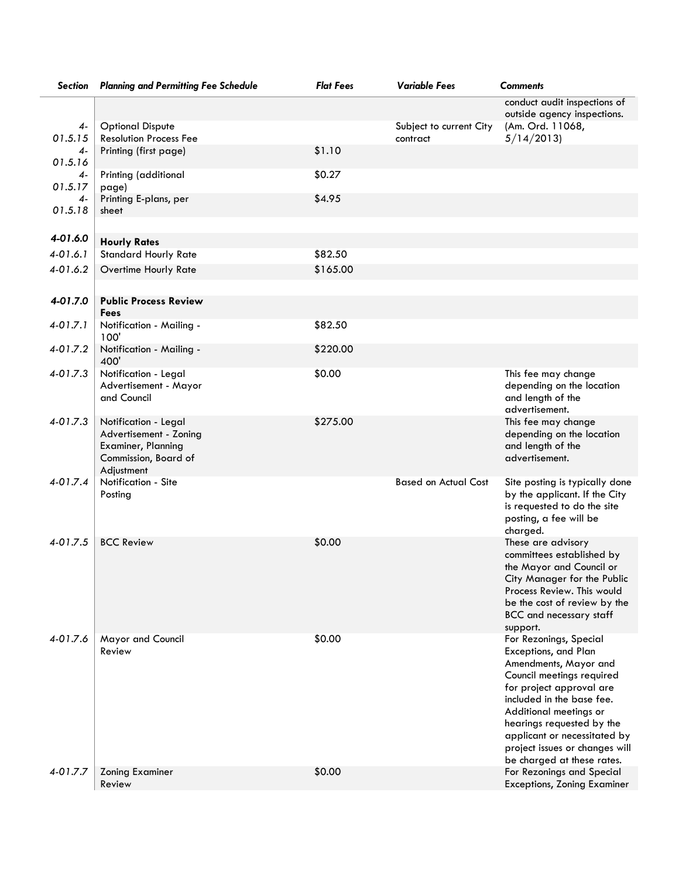| Section | Planning and Permitting Fee Schedule | Flat Fees | Variable Fees | Comments |
|---|---|---|---|---|
| | | | | conduct audit inspections of outside agency inspections. |
| 4-01.5.15 | Optional Dispute Resolution Process Fee | | Subject to current City contract | (Am. Ord. 11068, 5/14/2013) |
| 4-01.5.16 | Printing (first page) | $1.10 | | |
| 4-01.5.17 | Printing (additional page) | $0.27 | | |
| 4-01.5.18 | Printing E-plans, per sheet | $4.95 | | |
| | | | | |
| **4-01.6.0** | **Hourly Rates** | | | |
| 4-01.6.1 | Standard Hourly Rate | $82.50 | | |
| 4-01.6.2 | Overtime Hourly Rate | $165.00 | | |
| | | | | |
| **4-01.7.0** | **Public Process Review Fees** | | | |
| 4-01.7.1 | Notification - Mailing - 100' | $82.50 | | |
| 4-01.7.2 | Notification - Mailing - 400' | $220.00 | | |
| 4-01.7.3 | Notification - Legal Advertisement - Mayor and Council | $0.00 | | This fee may change depending on the location and length of the advertisement. |
| 4-01.7.3 | Notification - Legal Advertisement - Zoning Examiner, Planning Commission, Board of Adjustment | $275.00 | | This fee may change depending on the location and length of the advertisement. |
| 4-01.7.4 | Notification - Site Posting | | Based on Actual Cost | Site posting is typically done by the applicant. If the City is requested to do the site posting, a fee will be charged. |
| 4-01.7.5 | BCC Review | $0.00 | | These are advisory committees established by the Mayor and Council or City Manager for the Public Process Review. This would be the cost of review by the BCC and necessary staff support. |
| 4-01.7.6 | Mayor and Council Review | $0.00 | | For Rezonings, Special Exceptions, and Plan Amendments, Mayor and Council meetings required for project approval are included in the base fee. Additional meetings or hearings requested by the applicant or necessitated by project issues or changes will be charged at these rates. |
| 4-01.7.7 | Zoning Examiner Review | $0.00 | | For Rezonings and Special Exceptions, Zoning Examiner |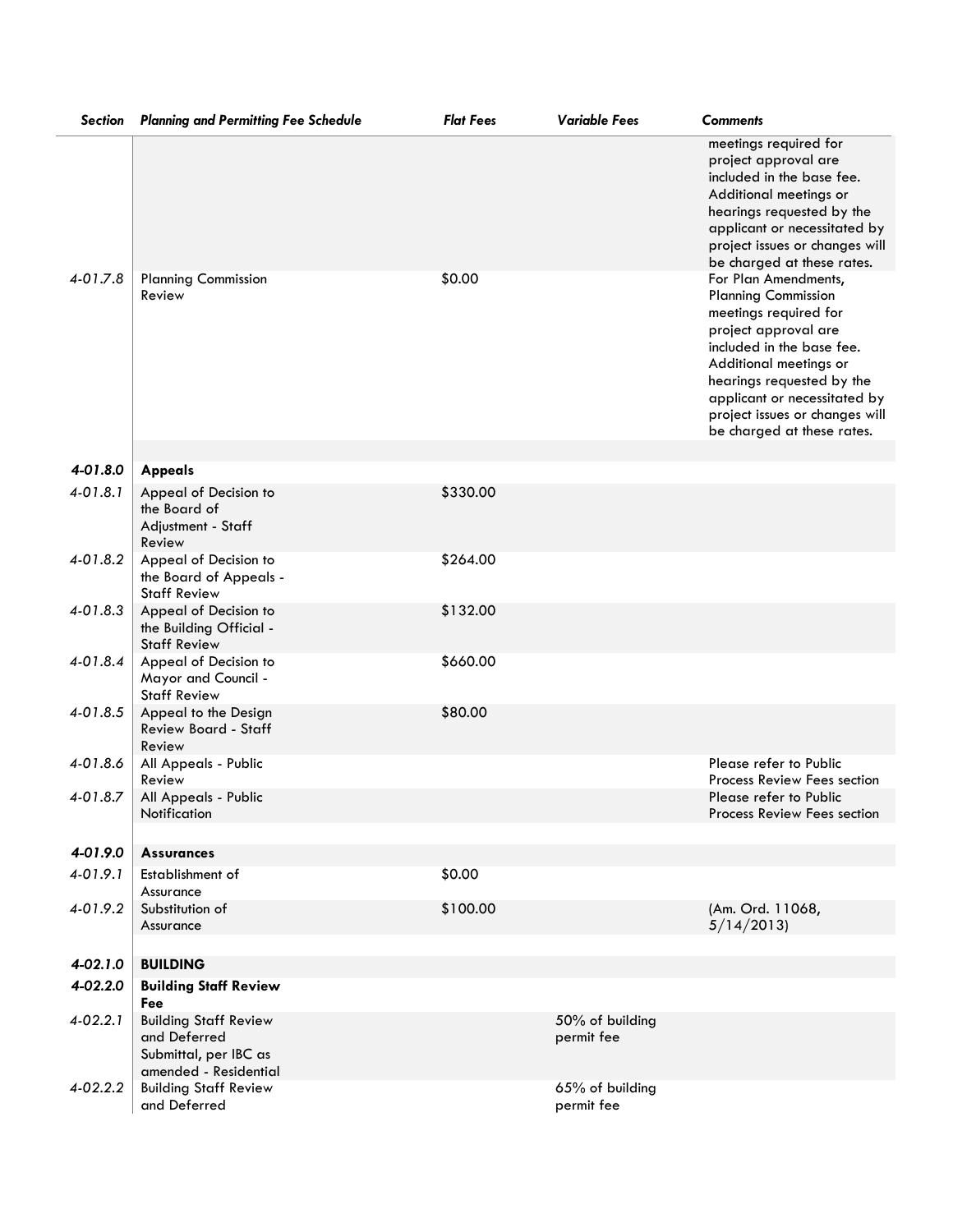| Section | Planning and Permitting Fee Schedule | Flat Fees | Variable Fees | Comments |
|---|---|---|---|---|
| | | | | meetings required for project approval are included in the base fee. Additional meetings or hearings requested by the applicant or necessitated by project issues or changes will be charged at these rates. |
| 4-01.7.8 | Planning Commission Review | $0.00 | | For Plan Amendments, Planning Commission meetings required for project approval are included in the base fee. Additional meetings or hearings requested by the applicant or necessitated by project issues or changes will be charged at these rates. |
| **4-01.8.0** | **Appeals** | | | |
| 4-01.8.1 | Appeal of Decision to the Board of Adjustment - Staff Review | $330.00 | | |
| 4-01.8.2 | Appeal of Decision to the Board of Appeals - Staff Review | $264.00 | | |
| 4-01.8.3 | Appeal of Decision to the Building Official - Staff Review | $132.00 | | |
| 4-01.8.4 | Appeal of Decision to Mayor and Council - Staff Review | $660.00 | | |
| 4-01.8.5 | Appeal to the Design Review Board - Staff Review | $80.00 | | |
| 4-01.8.6 | All Appeals - Public Review | | | Please refer to Public Process Review Fees section |
| 4-01.8.7 | All Appeals - Public Notification | | | Please refer to Public Process Review Fees section |
| **4-01.9.0** | **Assurances** | | | |
| 4-01.9.1 | Establishment of Assurance | $0.00 | | |
| 4-01.9.2 | Substitution of Assurance | $100.00 | | (Am. Ord. 11068, 5/14/2013) |
| **4-02.1.0** | **BUILDING** | | | |
| **4-02.2.0** | **Building Staff Review Fee** | | | |
| 4-02.2.1 | Building Staff Review and Deferred Submittal, per IBC as amended - Residential | | 50% of building permit fee | |
| 4-02.2.2 | Building Staff Review and Deferred | | 65% of building permit fee | |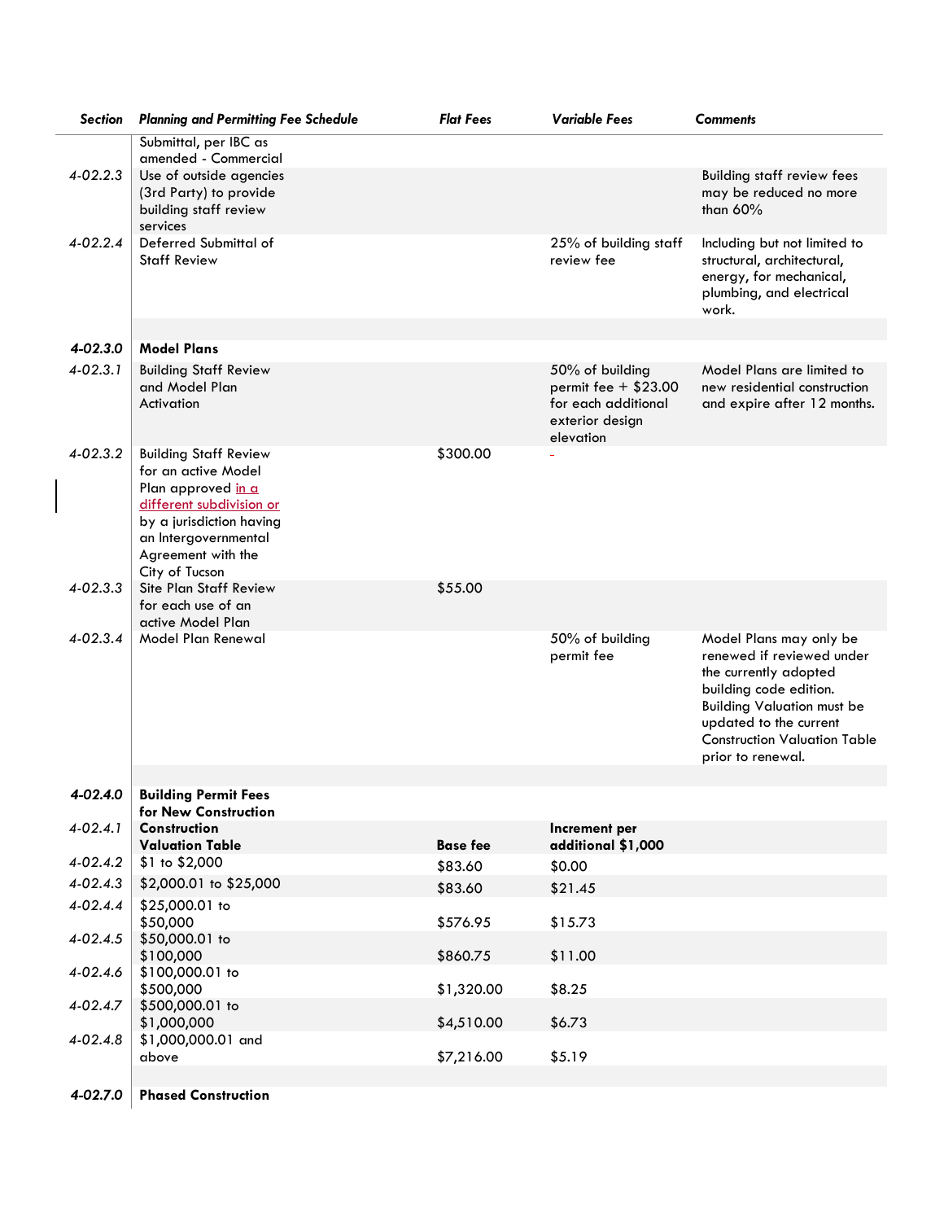| Section | Planning and Permitting Fee Schedule | Flat Fees | Variable Fees | Comments |
|---|---|---|---|---|
| | Submittal, per IBC as amended - Commercial | | | |
| 4-02.2.3 | Use of outside agencies (3rd Party) to provide building staff review services | | | Building staff review fees may be reduced no more than 60% |
| 4-02.2.4 | Deferred Submittal of Staff Review | | 25% of building staff review fee | Including but not limited to structural, architectural, energy, for mechanical, plumbing, and electrical work. |
| | | | | |
| **4-02.3.0** | **Model Plans** | | | |
| 4-02.3.1 | Building Staff Review and Model Plan Activation | | 50% of building permit fee + $23.00 for each additional exterior design elevation | Model Plans are limited to new residential construction and expire after 12 months. |
| 4-02.3.2 | Building Staff Review for an active Model Plan approved in a different subdivision or by a jurisdiction having an Intergovernmental Agreement with the City of Tucson | $300.00 | - | |
| 4-02.3.3 | Site Plan Staff Review for each use of an active Model Plan | $55.00 | | |
| 4-02.3.4 | Model Plan Renewal | | 50% of building permit fee | Model Plans may only be renewed if reviewed under the currently adopted building code edition. Building Valuation must be updated to the current Construction Valuation Table prior to renewal. |
| | | | | |
| **4-02.4.0** | **Building Permit Fees for New Construction** | | | |
| 4-02.4.1 | **Construction Valuation Table** | **Base fee** | **Increment per additional $1,000** | |
| 4-02.4.2 | $1 to $2,000 | $83.60 | $0.00 | |
| 4-02.4.3 | $2,000.01 to $25,000 | $83.60 | $21.45 | |
| 4-02.4.4 | $25,000.01 to $50,000 | $576.95 | $15.73 | |
| 4-02.4.5 | $50,000.01 to $100,000 | $860.75 | $11.00 | |
| 4-02.4.6 | $100,000.01 to $500,000 | $1,320.00 | $8.25 | |
| 4-02.4.7 | $500,000.01 to $1,000,000 | $4,510.00 | $6.73 | |
| 4-02.4.8 | $1,000,000.01 and above | $7,216.00 | $5.19 | |
| | | | | |
| **4-02.7.0** | **Phased Construction** | | | |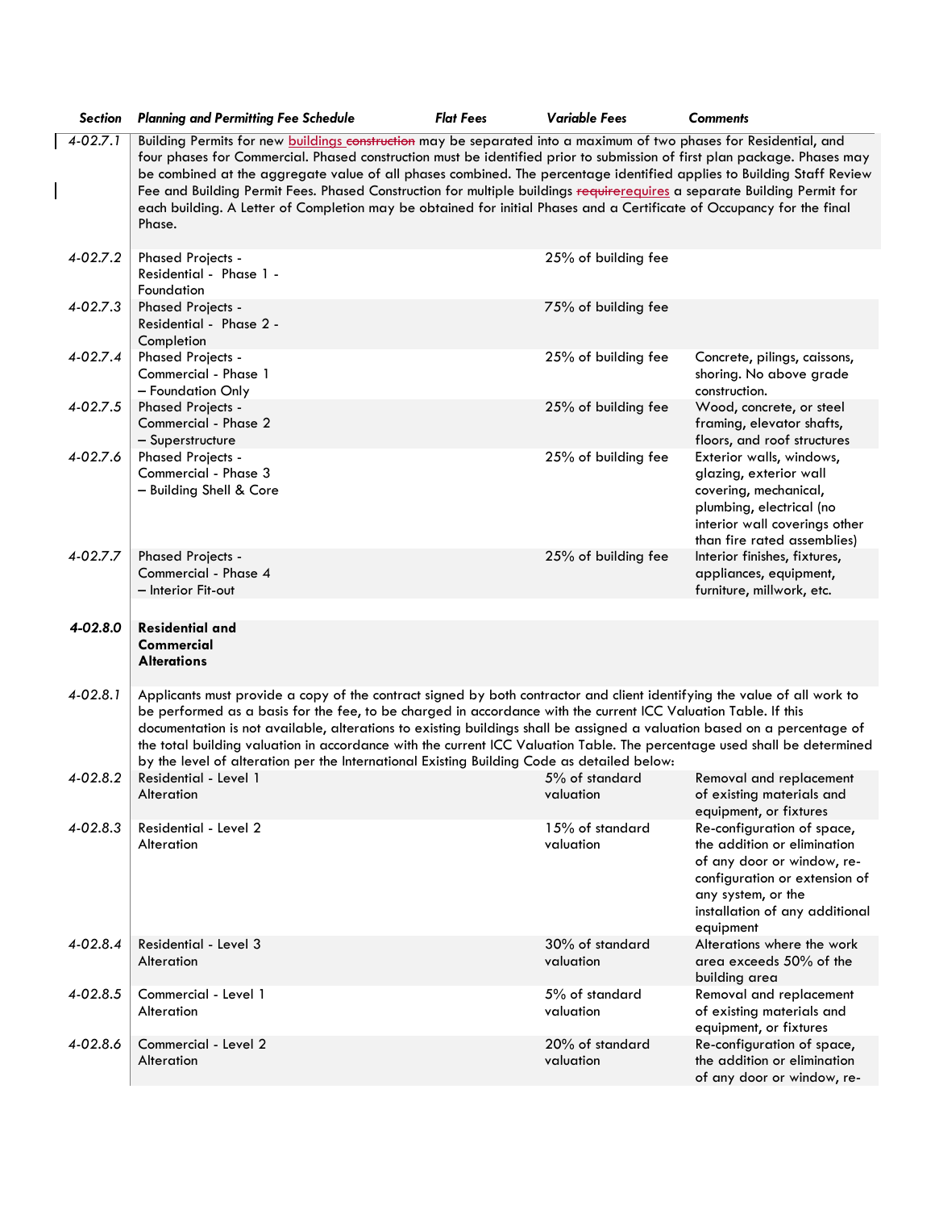| Section | Planning and Permitting Fee Schedule | Flat Fees | Variable Fees | Comments |
|---|---|---|---|---|
| 4-02.7.1 | Building Permits for new buildings ~~construction~~ may be separated into a maximum of two phases for Residential, and four phases for Commercial. Phased construction must be identified prior to submission of first plan package. Phases may be combined at the aggregate value of all phases combined. The percentage identified applies to Building Staff Review Fee and Building Permit Fees. Phased Construction for multiple buildings ~~require~~requires a separate Building Permit for each building. A Letter of Completion may be obtained for initial Phases and a Certificate of Occupancy for the final Phase. | | | |
| 4-02.7.2 | Phased Projects - Residential - Phase 1 - Foundation | | 25% of building fee | |
| 4-02.7.3 | Phased Projects - Residential - Phase 2 - Completion | | 75% of building fee | |
| 4-02.7.4 | Phased Projects - Commercial - Phase 1 – Foundation Only | | 25% of building fee | Concrete, pilings, caissons, shoring. No above grade construction. |
| 4-02.7.5 | Phased Projects - Commercial - Phase 2 – Superstructure | | 25% of building fee | Wood, concrete, or steel framing, elevator shafts, floors, and roof structures |
| 4-02.7.6 | Phased Projects - Commercial - Phase 3 – Building Shell & Core | | 25% of building fee | Exterior walls, windows, glazing, exterior wall covering, mechanical, plumbing, electrical (no interior wall coverings other than fire rated assemblies) |
| 4-02.7.7 | Phased Projects - Commercial - Phase 4 – Interior Fit-out | | 25% of building fee | Interior finishes, fixtures, appliances, equipment, furniture, millwork, etc. |
| **4-02.8.0** | **Residential and Commercial Alterations** | | | |
| 4-02.8.1 | Applicants must provide a copy of the contract signed by both contractor and client identifying the value of all work to be performed as a basis for the fee, to be charged in accordance with the current ICC Valuation Table. If this documentation is not available, alterations to existing buildings shall be assigned a valuation based on a percentage of the total building valuation in accordance with the current ICC Valuation Table. The percentage used shall be determined by the level of alteration per the International Existing Building Code as detailed below: | | | |
| 4-02.8.2 | Residential - Level 1 Alteration | | 5% of standard valuation | Removal and replacement of existing materials and equipment, or fixtures |
| 4-02.8.3 | Residential - Level 2 Alteration | | 15% of standard valuation | Re-configuration of space, the addition or elimination of any door or window, re-configuration or extension of any system, or the installation of any additional equipment |
| 4-02.8.4 | Residential - Level 3 Alteration | | 30% of standard valuation | Alterations where the work area exceeds 50% of the building area |
| 4-02.8.5 | Commercial - Level 1 Alteration | | 5% of standard valuation | Removal and replacement of existing materials and equipment, or fixtures |
| 4-02.8.6 | Commercial - Level 2 Alteration | | 20% of standard valuation | Re-configuration of space, the addition or elimination of any door or window, re- |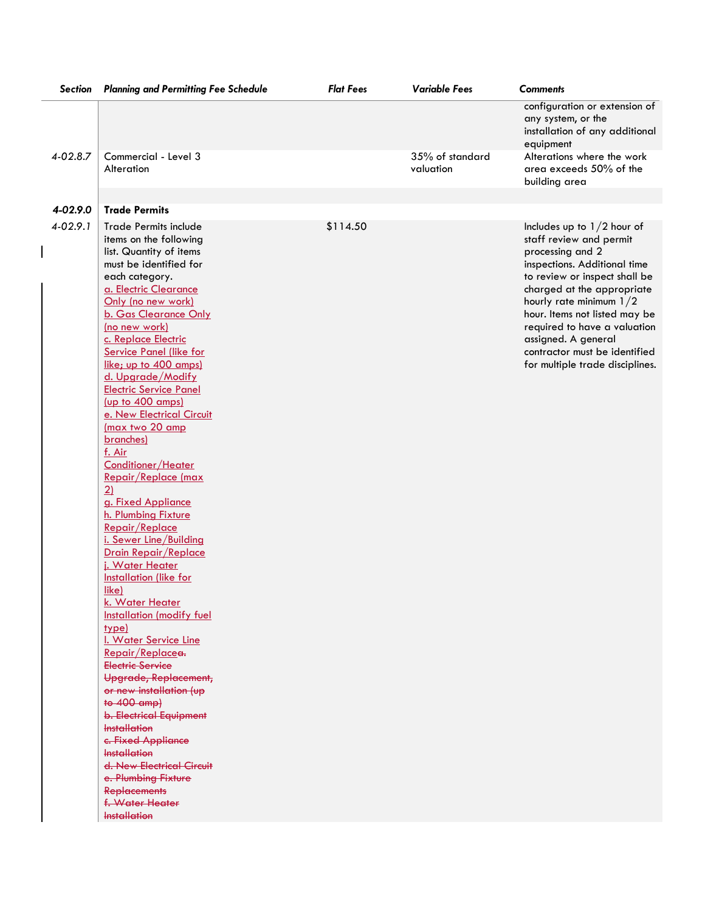| Section | Planning and Permitting Fee Schedule | Flat Fees | Variable Fees | Comments |
|---|---|---|---|---|
| | | | | configuration or extension of any system, or the installation of any additional equipment |
| 4-02.8.7 | Commercial - Level 3 Alteration | | 35% of standard valuation | Alterations where the work area exceeds 50% of the building area |
| **4-02.9.0** | **Trade Permits** | | | |
| 4-02.9.1 | Trade Permits include items on the following list. Quantity of items must be identified for each category. <br>a. Electric Clearance Only (no new work) <br>b. Gas Clearance Only (no new work) <br>c. Replace Electric Service Panel (like for like; up to 400 amps) <br>d. Upgrade/Modify Electric Service Panel (up to 400 amps) <br>e. New Electrical Circuit (max two 20 amp branches) <br>f. Air Conditioner/Heater Repair/Replace (max 2) <br>g. Fixed Appliance <br>h. Plumbing Fixture Repair/Replace <br>i. Sewer Line/Building Drain Repair/Replace <br>j. Water Heater Installation (like for like) <br>k. Water Heater Installation (modify fuel type) <br>l. Water Service Line Repair/Replace~~a. Electric Service Upgrade, Replacement, or new installation (up to 400 amp)~~ <br>~~b. Electrical Equipment Installation~~ <br>~~c. Fixed Appliance Installation~~ <br>~~d. New Electrical Circuit~~ <br>~~e. Plumbing Fixture Replacements~~ <br>~~f. Water Heater Installation~~ | $114.50 | | Includes up to 1/2 hour of staff review and permit processing and 2 inspections. Additional time to review or inspect shall be charged at the appropriate hourly rate minimum 1/2 hour. Items not listed may be required to have a valuation assigned. A general contractor must be identified for multiple trade disciplines. |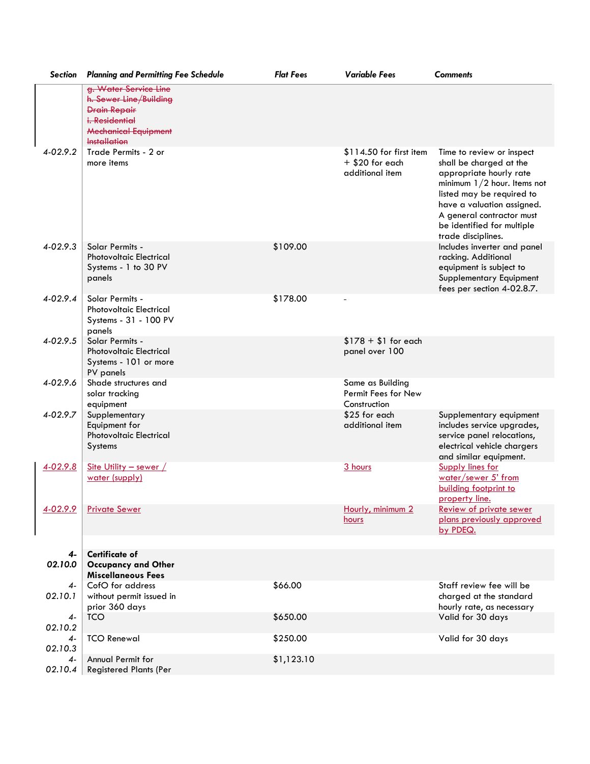| Section | Planning and Permitting Fee Schedule | Flat Fees | Variable Fees | Comments |
|---|---|---|---|---|
| | ~~g. Water Service Line~~ ~~h. Sewer Line/Building Drain Repair~~ ~~i. Residential Mechanical Equipment Installation~~ | | | |
| 4-02.9.2 | Trade Permits - 2 or more items | | $114.50 for first item + $20 for each additional item | Time to review or inspect shall be charged at the appropriate hourly rate minimum 1/2 hour. Items not listed may be required to have a valuation assigned. A general contractor must be identified for multiple trade disciplines. |
| 4-02.9.3 | Solar Permits - Photovoltaic Electrical Systems - 1 to 30 PV panels | $109.00 | | Includes inverter and panel racking. Additional equipment is subject to Supplementary Equipment fees per section 4-02.8.7. |
| 4-02.9.4 | Solar Permits - Photovoltaic Electrical Systems - 31 - 100 PV panels | $178.00 | - | |
| 4-02.9.5 | Solar Permits - Photovoltaic Electrical Systems - 101 or more PV panels | | $178 + $1 for each panel over 100 | |
| 4-02.9.6 | Shade structures and solar tracking equipment | | Same as Building Permit Fees for New Construction | |
| 4-02.9.7 | Supplementary Equipment for Photovoltaic Electrical Systems | | $25 for each additional item | Supplementary equipment includes service upgrades, service panel relocations, electrical vehicle chargers and similar equipment. |
| 4-02.9.8 | Site Utility – sewer / water (supply) | | 3 hours | Supply lines for water/sewer 5' from building footprint to property line. |
| 4-02.9.9 | Private Sewer | | Hourly, minimum 2 hours | Review of private sewer plans previously approved by PDEQ. |
| | | | | |
| **4-02.10.0** | **Certificate of Occupancy and Other Miscellaneous Fees** | | | |
| 4-02.10.1 | CofO for address without permit issued in prior 360 days | $66.00 | | Staff review fee will be charged at the standard hourly rate, as necessary |
| 4-02.10.2 | TCO | $650.00 | | Valid for 30 days |
| 4-02.10.3 | TCO Renewal | $250.00 | | Valid for 30 days |
| 4-02.10.4 | Annual Permit for Registered Plants (Per | $1,123.10 | | |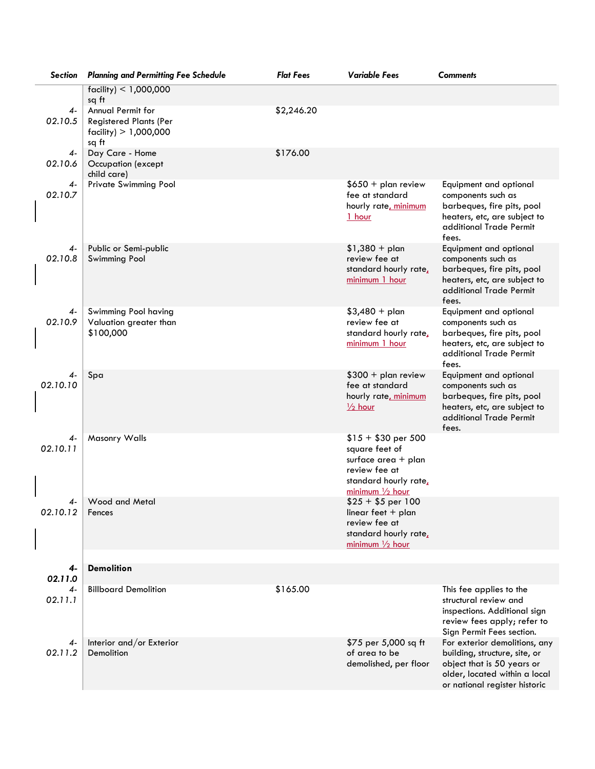| Section | Planning and Permitting Fee Schedule | Flat Fees | Variable Fees | Comments |
|---|---|---|---|---|
| | facility) < 1,000,000 sq ft | | | |
| 4-02.10.5 | Annual Permit for Registered Plants (Per facility) > 1,000,000 sq ft | $2,246.20 | | |
| 4-02.10.6 | Day Care - Home Occupation (except child care) | $176.00 | | |
| 4-02.10.7 | Private Swimming Pool | | $650 + plan review fee at standard hourly rate, minimum 1 hour | Equipment and optional components such as barbeques, fire pits, pool heaters, etc, are subject to additional Trade Permit fees. |
| 4-02.10.8 | Public or Semi-public Swimming Pool | | $1,380 + plan review fee at standard hourly rate, minimum 1 hour | Equipment and optional components such as barbeques, fire pits, pool heaters, etc, are subject to additional Trade Permit fees. |
| 4-02.10.9 | Swimming Pool having Valuation greater than $100,000 | | $3,480 + plan review fee at standard hourly rate, minimum 1 hour | Equipment and optional components such as barbeques, fire pits, pool heaters, etc, are subject to additional Trade Permit fees. |
| 4-02.10.10 | Spa | | $300 + plan review fee at standard hourly rate, minimum ½ hour | Equipment and optional components such as barbeques, fire pits, pool heaters, etc, are subject to additional Trade Permit fees. |
| 4-02.10.11 | Masonry Walls | | $15 + $30 per 500 square feet of surface area + plan review fee at standard hourly rate, minimum ½ hour | |
| 4-02.10.12 | Wood and Metal Fences | | $25 + $5 per 100 linear feet + plan review fee at standard hourly rate, minimum ½ hour | |
| | | | | |
| **4-02.11.0** | **Demolition** | | | |
| 4-02.11.1 | Billboard Demolition | $165.00 | | This fee applies to the structural review and inspections. Additional sign review fees apply; refer to Sign Permit Fees section. |
| 4-02.11.2 | Interior and/or Exterior Demolition | | $75 per 5,000 sq ft of area to be demolished, per floor | For exterior demolitions, any building, structure, site, or object that is 50 years or older, located within a local or national register historic |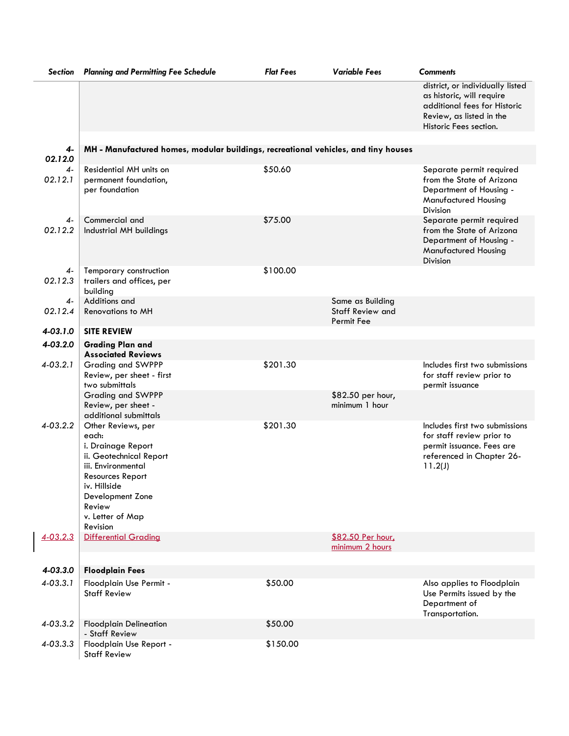| Section | Planning and Permitting Fee Schedule | Flat Fees | Variable Fees | Comments |
|---|---|---|---|---|
| | | | | district, or individually listed as historic, will require additional fees for Historic Review, as listed in the Historic Fees section. |
| **4-02.12.0** | **MH - Manufactured homes, modular buildings, recreational vehicles, and tiny houses** | | | |
| 4-02.12.1 | Residential MH units on permanent foundation, per foundation | $50.60 | | Separate permit required from the State of Arizona Department of Housing - Manufactured Housing Division |
| 4-02.12.2 | Commercial and Industrial MH buildings | $75.00 | | Separate permit required from the State of Arizona Department of Housing - Manufactured Housing Division |
| 4-02.12.3 | Temporary construction trailers and offices, per building | $100.00 | | |
| 4-02.12.4 | Additions and Renovations to MH | | Same as Building Staff Review and Permit Fee | |
| **4-03.1.0** | **SITE REVIEW** | | | |
| **4-03.2.0** | **Grading Plan and Associated Reviews** | | | |
| 4-03.2.1 | Grading and SWPPP Review, per sheet - first two submittals | $201.30 | | Includes first two submissions for staff review prior to permit issuance |
| | Grading and SWPPP Review, per sheet - additional submittals | | $82.50 per hour, minimum 1 hour | |
| 4-03.2.2 | Other Reviews, per each:<br>i. Drainage Report<br>ii. Geotechnical Report<br>iii. Environmental Resources Report<br>iv. Hillside Development Zone Review<br>v. Letter of Map Revision | $201.30 | | Includes first two submissions for staff review prior to permit issuance. Fees are referenced in Chapter 26-11.2(J) |
| 4-03.2.3 | Differential Grading | | $82.50 Per hour, minimum 2 hours | |
| **4-03.3.0** | **Floodplain Fees** | | | |
| 4-03.3.1 | Floodplain Use Permit - Staff Review | $50.00 | | Also applies to Floodplain Use Permits issued by the Department of Transportation. |
| 4-03.3.2 | Floodplain Delineation - Staff Review | $50.00 | | |
| 4-03.3.3 | Floodplain Use Report - Staff Review | $150.00 | | |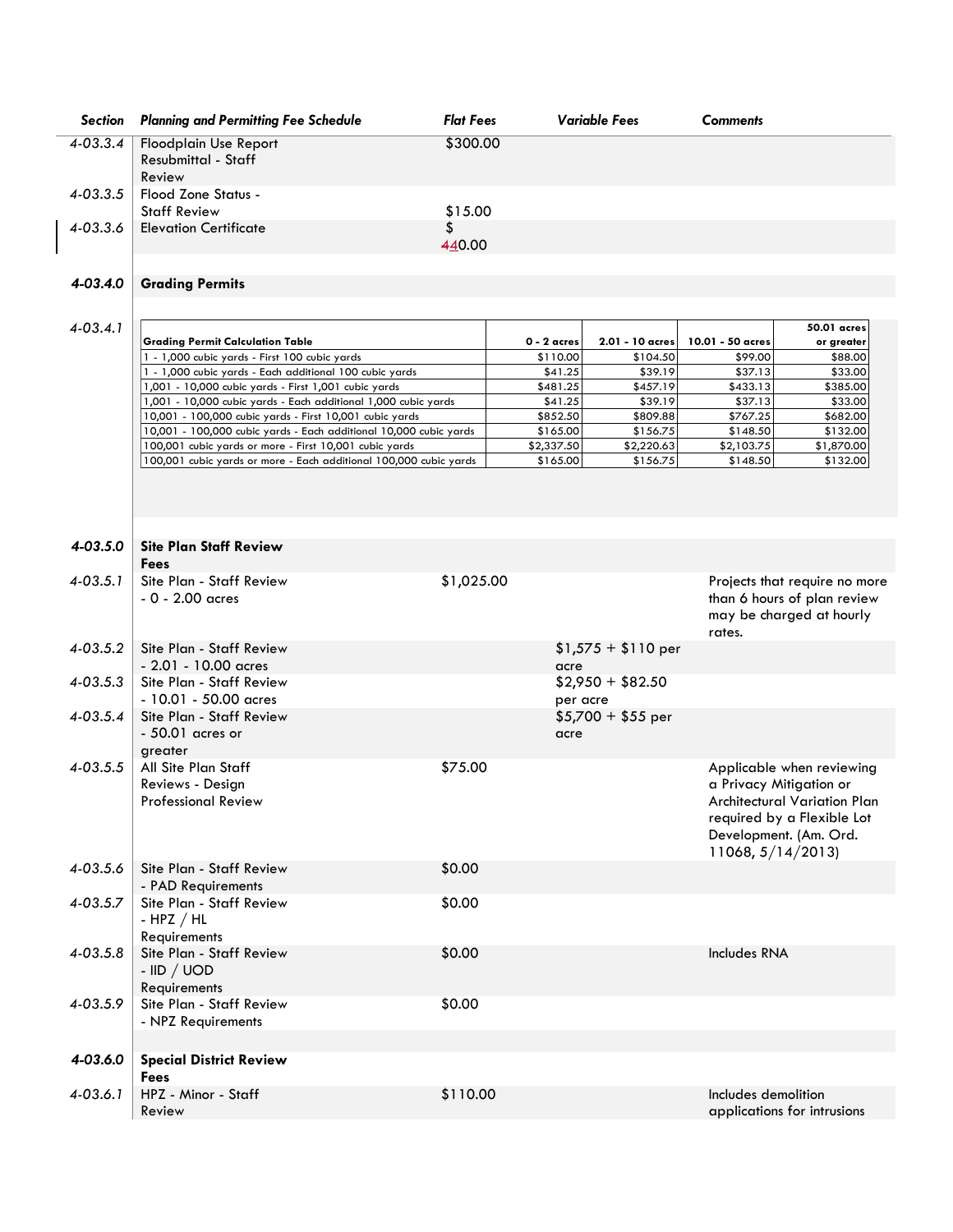| Section | Planning and Permitting Fee Schedule | Flat Fees | Variable Fees | Comments |
|---|---|---|---|---|
| 4-03.3.4 | Floodplain Use Report Resubmittal - Staff Review | $300.00 | | |
| 4-03.3.5 | Flood Zone Status - Staff Review | $15.00 | | |
| 4-03.3.6 | Elevation Certificate | $ 440.00 | | |
| **4-03.4.0** | **Grading Permits** | | | |
| 4-03.4.1 | | | | |

| Grading Permit Calculation Table | 0 - 2 acres | 2.01 - 10 acres | 10.01 - 50 acres | 50.01 acres or greater |
|---|---|---|---|---|
| 1 - 1,000 cubic yards - First 100 cubic yards | $110.00 | $104.50 | $99.00 | $88.00 |
| 1 - 1,000 cubic yards - Each additional 100 cubic yards | $41.25 | $39.19 | $37.13 | $33.00 |
| 1,001 - 10,000 cubic yards - First 1,001 cubic yards | $481.25 | $457.19 | $433.13 | $385.00 |
| 1,001 - 10,000 cubic yards - Each additional 1,000 cubic yards | $41.25 | $39.19 | $37.13 | $33.00 |
| 10,001 - 100,000 cubic yards - First 10,001 cubic yards | $852.50 | $809.88 | $767.25 | $682.00 |
| 10,001 - 100,000 cubic yards - Each additional 10,000 cubic yards | $165.00 | $156.75 | $148.50 | $132.00 |
| 100,001 cubic yards or more - First 10,001 cubic yards | $2,337.50 | $2,220.63 | $2,103.75 | $1,870.00 |
| 100,001 cubic yards or more - Each additional 100,000 cubic yards | $165.00 | $156.75 | $148.50 | $132.00 |

| Section | Planning and Permitting Fee Schedule | Flat Fees | Variable Fees | Comments |
|---|---|---|---|---|
| **4-03.5.0** | **Site Plan Staff Review Fees** | | | |
| 4-03.5.1 | Site Plan - Staff Review - 0 - 2.00 acres | $1,025.00 | | Projects that require no more than 6 hours of plan review may be charged at hourly rates. |
| 4-03.5.2 | Site Plan - Staff Review - 2.01 - 10.00 acres | | $1,575 + $110 per acre | |
| 4-03.5.3 | Site Plan - Staff Review - 10.01 - 50.00 acres | | $2,950 + $82.50 per acre | |
| 4-03.5.4 | Site Plan - Staff Review - 50.01 acres or greater | | $5,700 + $55 per acre | |
| 4-03.5.5 | All Site Plan Staff Reviews - Design Professional Review | $75.00 | | Applicable when reviewing a Privacy Mitigation or Architectural Variation Plan required by a Flexible Lot Development. (Am. Ord. 11068, 5/14/2013) |
| 4-03.5.6 | Site Plan - Staff Review - PAD Requirements | $0.00 | | |
| 4-03.5.7 | Site Plan - Staff Review - HPZ / HL Requirements | $0.00 | | |
| 4-03.5.8 | Site Plan - Staff Review - IID / UOD Requirements | $0.00 | | Includes RNA |
| 4-03.5.9 | Site Plan - Staff Review - NPZ Requirements | $0.00 | | |
| **4-03.6.0** | **Special District Review Fees** | | | |
| 4-03.6.1 | HPZ - Minor - Staff Review | $110.00 | | Includes demolition applications for intrusions |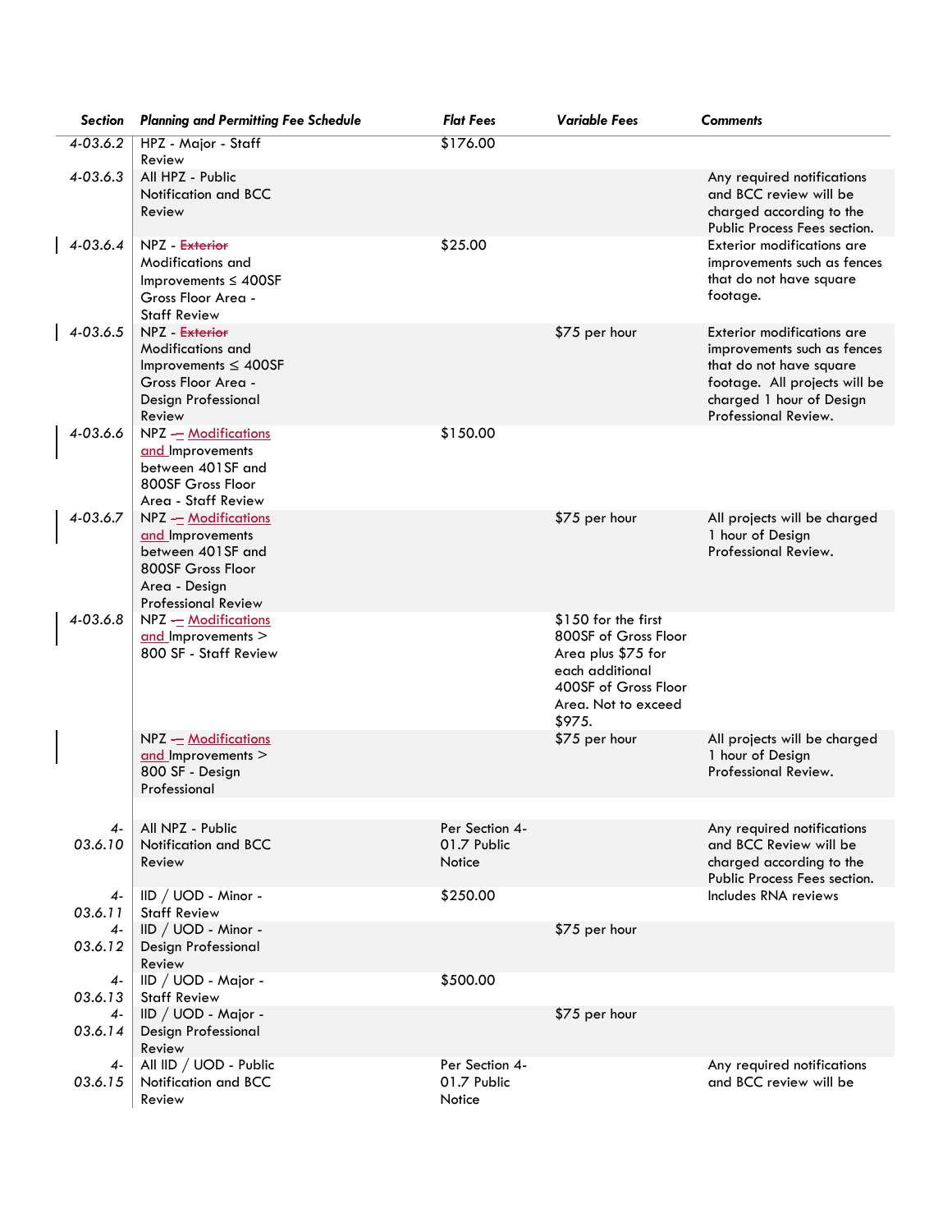| Section | Planning and Permitting Fee Schedule | Flat Fees | Variable Fees | Comments |
|---|---|---|---|---|
| 4-03.6.2 | HPZ - Major - Staff Review | $176.00 | | |
| 4-03.6.3 | All HPZ - Public Notification and BCC Review | | | Any required notifications and BCC review will be charged according to the Public Process Fees section. |
| 4-03.6.4 | NPZ - ~~Exterior~~ Modifications and Improvements ≤ 400SF Gross Floor Area - Staff Review | $25.00 | | Exterior modifications are improvements such as fences that do not have square footage. |
| 4-03.6.5 | NPZ - ~~Exterior~~ Modifications and Improvements ≤ 400SF Gross Floor Area - Design Professional Review | | $75 per hour | Exterior modifications are improvements such as fences that do not have square footage. All projects will be charged 1 hour of Design Professional Review. |
| 4-03.6.6 | NPZ – Modifications and Improvements between 401SF and 800SF Gross Floor Area - Staff Review | $150.00 | | |
| 4-03.6.7 | NPZ – Modifications and Improvements between 401SF and 800SF Gross Floor Area - Design Professional Review | | $75 per hour | All projects will be charged 1 hour of Design Professional Review. |
| 4-03.6.8 | NPZ – Modifications and Improvements > 800 SF - Staff Review | | $150 for the first 800SF of Gross Floor Area plus $75 for each additional 400SF of Gross Floor Area. Not to exceed $975. | |
| | NPZ – Modifications and Improvements > 800 SF - Design Professional | | $75 per hour | All projects will be charged 1 hour of Design Professional Review. |
| 4-03.6.10 | All NPZ - Public Notification and BCC Review | Per Section 4-01.7 Public Notice | | Any required notifications and BCC Review will be charged according to the Public Process Fees section. |
| 4-03.6.11 | IID / UOD - Minor - Staff Review | $250.00 | | Includes RNA reviews |
| 4-03.6.12 | IID / UOD - Minor - Design Professional Review | | $75 per hour | |
| 4-03.6.13 | IID / UOD - Major - Staff Review | $500.00 | | |
| 4-03.6.14 | IID / UOD - Major - Design Professional Review | | $75 per hour | |
| 4-03.6.15 | All IID / UOD - Public Notification and BCC Review | Per Section 4-01.7 Public Notice | | Any required notifications and BCC review will be |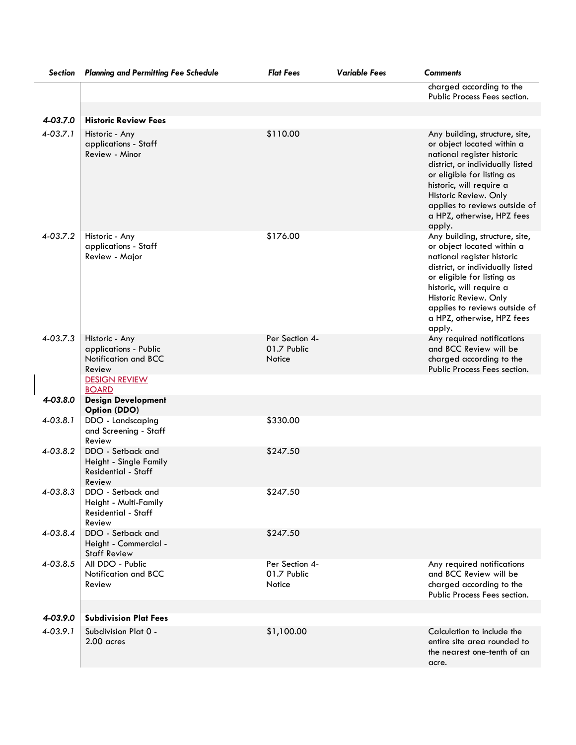| Section | Planning and Permitting Fee Schedule | Flat Fees | Variable Fees | Comments |
|---|---|---|---|---|
| | | | | charged according to the Public Process Fees section. |
| **4-03.7.0** | **Historic Review Fees** | | | |
| 4-03.7.1 | Historic - Any applications - Staff Review - Minor | $110.00 | | Any building, structure, site, or object located within a national register historic district, or individually listed or eligible for listing as historic, will require a Historic Review. Only applies to reviews outside of a HPZ, otherwise, HPZ fees apply. |
| 4-03.7.2 | Historic - Any applications - Staff Review - Major | $176.00 | | Any building, structure, site, or object located within a national register historic district, or individually listed or eligible for listing as historic, will require a Historic Review. Only applies to reviews outside of a HPZ, otherwise, HPZ fees apply. |
| 4-03.7.3 | Historic - Any applications - Public Notification and BCC Review | Per Section 4-01.7 Public Notice | | Any required notifications and BCC Review will be charged according to the Public Process Fees section. |
| **4-03.8.0** | DESIGN REVIEW BOARD **Design Development Option (DDO)** | | | |
| 4-03.8.1 | DDO - Landscaping and Screening - Staff Review | $330.00 | | |
| 4-03.8.2 | DDO - Setback and Height - Single Family Residential - Staff Review | $247.50 | | |
| 4-03.8.3 | DDO - Setback and Height - Multi-Family Residential - Staff Review | $247.50 | | |
| 4-03.8.4 | DDO - Setback and Height - Commercial - Staff Review | $247.50 | | |
| 4-03.8.5 | All DDO - Public Notification and BCC Review | Per Section 4-01.7 Public Notice | | Any required notifications and BCC Review will be charged according to the Public Process Fees section. |
| **4-03.9.0** | **Subdivision Plat Fees** | | | |
| 4-03.9.1 | Subdivision Plat 0 - 2.00 acres | $1,100.00 | | Calculation to include the entire site area rounded to the nearest one-tenth of an acre. |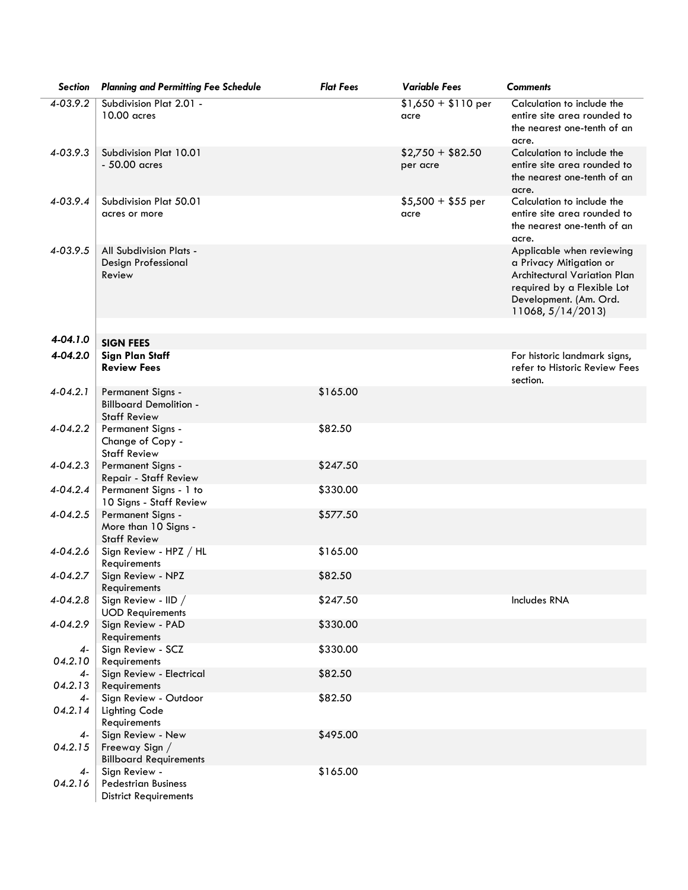| Section | Planning and Permitting Fee Schedule | Flat Fees | Variable Fees | Comments |
|---|---|---|---|---|
| 4-03.9.2 | Subdivision Plat 2.01 - 10.00 acres | | $1,650 + $110 per acre | Calculation to include the entire site area rounded to the nearest one-tenth of an acre. |
| 4-03.9.3 | Subdivision Plat 10.01 - 50.00 acres | | $2,750 + $82.50 per acre | Calculation to include the entire site area rounded to the nearest one-tenth of an acre. |
| 4-03.9.4 | Subdivision Plat 50.01 acres or more | | $5,500 + $55 per acre | Calculation to include the entire site area rounded to the nearest one-tenth of an acre. |
| 4-03.9.5 | All Subdivision Plats - Design Professional Review | | | Applicable when reviewing a Privacy Mitigation or Architectural Variation Plan required by a Flexible Lot Development. (Am. Ord. 11068, 5/14/2013) |
| **4-04.1.0** | **SIGN FEES** | | | |
| **4-04.2.0** | **Sign Plan Staff Review Fees** | | | For historic landmark signs, refer to Historic Review Fees section. |
| 4-04.2.1 | Permanent Signs - Billboard Demolition - Staff Review | $165.00 | | |
| 4-04.2.2 | Permanent Signs - Change of Copy - Staff Review | $82.50 | | |
| 4-04.2.3 | Permanent Signs - Repair - Staff Review | $247.50 | | |
| 4-04.2.4 | Permanent Signs - 1 to 10 Signs - Staff Review | $330.00 | | |
| 4-04.2.5 | Permanent Signs - More than 10 Signs - Staff Review | $577.50 | | |
| 4-04.2.6 | Sign Review - HPZ / HL Requirements | $165.00 | | |
| 4-04.2.7 | Sign Review - NPZ Requirements | $82.50 | | |
| 4-04.2.8 | Sign Review - IID / UOD Requirements | $247.50 | | Includes RNA |
| 4-04.2.9 | Sign Review - PAD Requirements | $330.00 | | |
| 4-04.2.10 | Sign Review - SCZ Requirements | $330.00 | | |
| 4-04.2.13 | Sign Review - Electrical Requirements | $82.50 | | |
| 4-04.2.14 | Sign Review - Outdoor Lighting Code Requirements | $82.50 | | |
| 4-04.2.15 | Sign Review - New Freeway Sign / Billboard Requirements | $495.00 | | |
| 4-04.2.16 | Sign Review - Pedestrian Business District Requirements | $165.00 | | |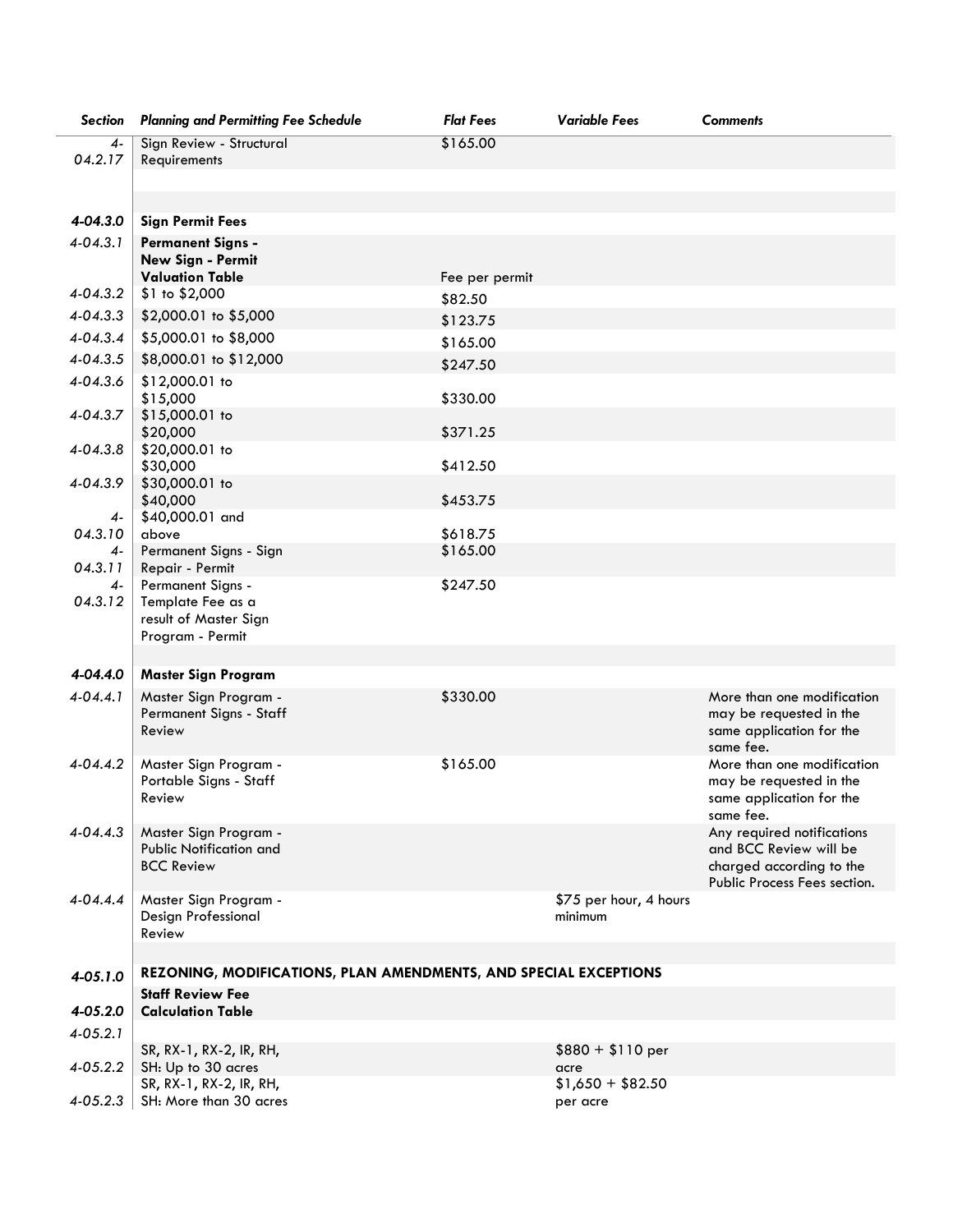| Section | Planning and Permitting Fee Schedule | Flat Fees | Variable Fees | Comments |
|---|---|---|---|---|
| 4-04.2.17 | Sign Review - Structural Requirements | $165.00 | | |
| | | | | |
| **4-04.3.0** | **Sign Permit Fees** | | | |
| 4-04.3.1 | **Permanent Signs - New Sign - Permit Valuation Table** | Fee per permit | | |
| 4-04.3.2 | $1 to $2,000 | $82.50 | | |
| 4-04.3.3 | $2,000.01 to $5,000 | $123.75 | | |
| 4-04.3.4 | $5,000.01 to $8,000 | $165.00 | | |
| 4-04.3.5 | $8,000.01 to $12,000 | $247.50 | | |
| 4-04.3.6 | $12,000.01 to $15,000 | $330.00 | | |
| 4-04.3.7 | $15,000.01 to $20,000 | $371.25 | | |
| 4-04.3.8 | $20,000.01 to $30,000 | $412.50 | | |
| 4-04.3.9 | $30,000.01 to $40,000 | $453.75 | | |
| 4-04.3.10 | $40,000.01 and above | $618.75 | | |
| 4-04.3.11 | Permanent Signs - Sign Repair - Permit | $165.00 | | |
| 4-04.3.12 | Permanent Signs - Template Fee as a result of Master Sign Program - Permit | $247.50 | | |
| | | | | |
| **4-04.4.0** | **Master Sign Program** | | | |
| 4-04.4.1 | Master Sign Program - Permanent Signs - Staff Review | $330.00 | | More than one modification may be requested in the same application for the same fee. |
| 4-04.4.2 | Master Sign Program - Portable Signs - Staff Review | $165.00 | | More than one modification may be requested in the same application for the same fee. |
| 4-04.4.3 | Master Sign Program - Public Notification and BCC Review | | | Any required notifications and BCC Review will be charged according to the Public Process Fees section. |
| 4-04.4.4 | Master Sign Program - Design Professional Review | | $75 per hour, 4 hours minimum | |
| | | | | |
| **4-05.1.0** | **REZONING, MODIFICATIONS, PLAN AMENDMENTS, AND SPECIAL EXCEPTIONS** | | | |
| **4-05.2.0** | **Staff Review Fee Calculation Table** | | | |
| 4-05.2.1 | | | | |
| 4-05.2.2 | SR, RX-1, RX-2, IR, RH, SH: Up to 30 acres | | $880 + $110 per acre | |
| 4-05.2.3 | SR, RX-1, RX-2, IR, RH, SH: More than 30 acres | | $1,650 + $82.50 per acre | |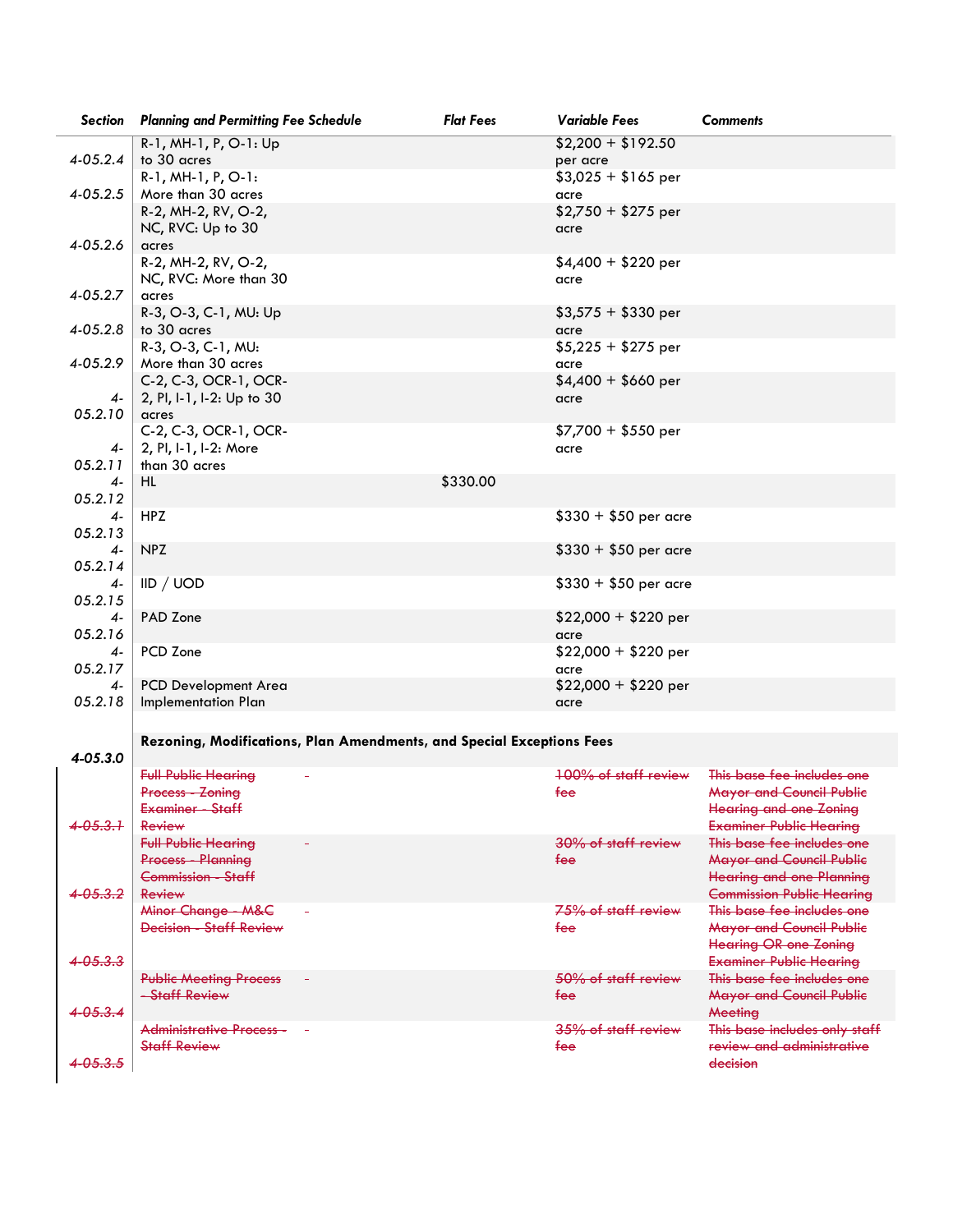| Section | Planning and Permitting Fee Schedule | Flat Fees | Variable Fees | Comments |
|---|---|---|---|---|
| 4-05.2.4 | R-1, MH-1, P, O-1: Up to 30 acres | | $2,200 + $192.50 per acre | |
| 4-05.2.5 | R-1, MH-1, P, O-1: More than 30 acres | | $3,025 + $165 per acre | |
| 4-05.2.6 | R-2, MH-2, RV, O-2, NC, RVC: Up to 30 acres | | $2,750 + $275 per acre | |
| 4-05.2.7 | R-2, MH-2, RV, O-2, NC, RVC: More than 30 acres | | $4,400 + $220 per acre | |
| 4-05.2.8 | R-3, O-3, C-1, MU: Up to 30 acres | | $3,575 + $330 per acre | |
| 4-05.2.9 | R-3, O-3, C-1, MU: More than 30 acres | | $5,225 + $275 per acre | |
| 4-05.2.10 | C-2, C-3, OCR-1, OCR-2, PI, I-1, I-2: Up to 30 acres | | $4,400 + $660 per acre | |
| 4-05.2.11 | C-2, C-3, OCR-1, OCR-2, PI, I-1, I-2: More than 30 acres | | $7,700 + $550 per acre | |
| 4-05.2.12 | HL | $330.00 | | |
| 4-05.2.13 | HPZ | | $330 + $50 per acre | |
| 4-05.2.14 | NPZ | | $330 + $50 per acre | |
| 4-05.2.15 | IID / UOD | | $330 + $50 per acre | |
| 4-05.2.16 | PAD Zone | | $22,000 + $220 per acre | |
| 4-05.2.17 | PCD Zone | | $22,000 + $220 per acre | |
| 4-05.2.18 | PCD Development Area Implementation Plan | | $22,000 + $220 per acre | |
| **4-05.3.0** | **Rezoning, Modifications, Plan Amendments, and Special Exceptions Fees** | | | |
| ~~4-05.3.1~~ | ~~Full Public Hearing Process - Zoning Examiner - Staff Review~~ | ~~-~~ | ~~100% of staff review fee~~ | ~~This base fee includes one Mayor and Council Public Hearing and one Zoning Examiner Public Hearing~~ |
| ~~4-05.3.2~~ | ~~Full Public Hearing Process - Planning Commission - Staff Review~~ | ~~-~~ | ~~30% of staff review fee~~ | ~~This base fee includes one Mayor and Council Public Hearing and one Planning Commission Public Hearing~~ |
| ~~4-05.3.3~~ | ~~Minor Change - M&C Decision - Staff Review~~ | ~~-~~ | ~~75% of staff review fee~~ | ~~This base fee includes one Mayor and Council Public Hearing OR one Zoning Examiner Public Hearing~~ |
| ~~4-05.3.4~~ | ~~Public Meeting Process - Staff Review~~ | ~~-~~ | ~~50% of staff review fee~~ | ~~This base fee includes one Mayor and Council Public Meeting~~ |
| ~~4-05.3.5~~ | ~~Administrative Process - Staff Review~~ | ~~-~~ | ~~35% of staff review fee~~ | ~~This base includes only staff review and administrative decision~~ |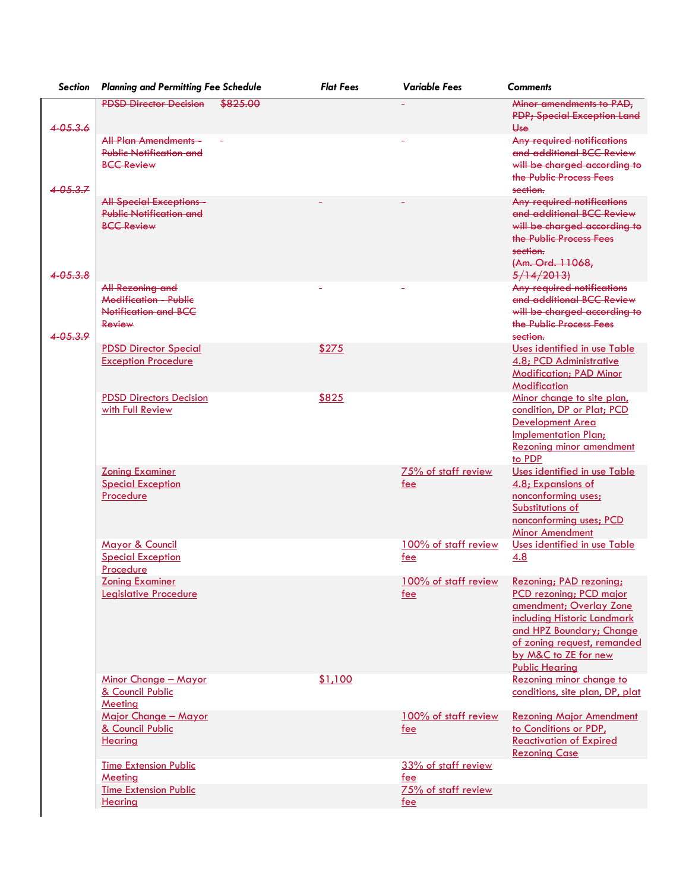| Section | Planning and Permitting Fee Schedule | Flat Fees | Variable Fees | Comments |
|---|---|---|---|---|
| ~~4-05.3.6~~ | ~~PDSD Director Decision~~ | ~~$825.00~~ | - | ~~Minor amendments to PAD, PDP; Special Exception Land Use~~ |
| ~~4-05.3.7~~ | ~~All Plan Amendments - Public Notification and BCC Review~~ | - | - | ~~Any required notifications and additional BCC Review will be charged according to the Public Process Fees section.~~ |
| ~~4-05.3.8~~ | ~~All Special Exceptions - Public Notification and BCC Review~~ | - | - | ~~Any required notifications and additional BCC Review will be charged according to the Public Process Fees section.~~ ~~(Am. Ord. 11068, 5/14/2013)~~ |
| ~~4-05.3.9~~ | ~~All Rezoning and Modification - Public Notification and BCC Review~~ | - | - | ~~Any required notifications and additional BCC Review will be charged according to the Public Process Fees section.~~ |
| | PDSD Director Special Exception Procedure | $275 | | Uses identified in use Table 4.8; PCD Administrative Modification; PAD Minor Modification |
| | PDSD Directors Decision with Full Review | $825 | | Minor change to site plan, condition, DP or Plat; PCD Development Area Implementation Plan; Rezoning minor amendment to PDP |
| | Zoning Examiner Special Exception Procedure | | 75% of staff review fee | Uses identified in use Table 4.8; Expansions of nonconforming uses; Substitutions of nonconforming uses; PCD Minor Amendment |
| | Mayor & Council Special Exception Procedure | | 100% of staff review fee | Uses identified in use Table 4.8 |
| | Zoning Examiner Legislative Procedure | | 100% of staff review fee | Rezoning; PAD rezoning; PCD rezoning; PCD major amendment; Overlay Zone including Historic Landmark and HPZ Boundary; Change of zoning request, remanded by M&C to ZE for new Public Hearing |
| | Minor Change – Mayor & Council Public Meeting | $1,100 | | Rezoning minor change to conditions, site plan, DP, plat |
| | Major Change – Mayor & Council Public Hearing | | 100% of staff review fee | Rezoning Major Amendment to Conditions or PDP, Reactivation of Expired Rezoning Case |
| | Time Extension Public Meeting | | 33% of staff review fee | |
| | Time Extension Public Hearing | | 75% of staff review fee | |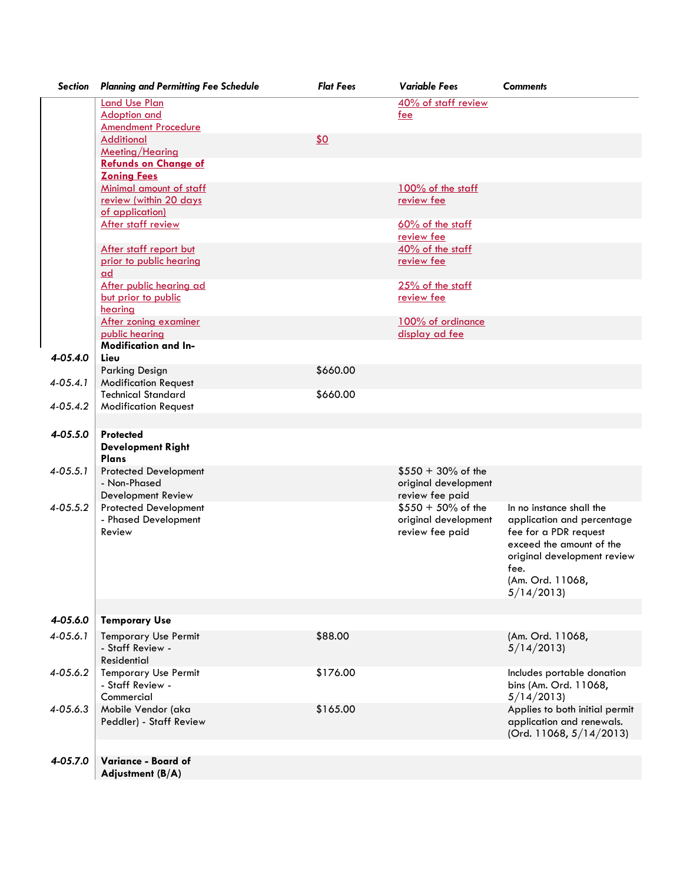| Section | Planning and Permitting Fee Schedule | Flat Fees | Variable Fees | Comments |
|---|---|---|---|---|
| | Land Use Plan Adoption and Amendment Procedure | | 40% of staff review fee | |
| | Additional Meeting/Hearing | $0 | | |
| | **Refunds on Change of Zoning Fees** | | | |
| | Minimal amount of staff review (within 20 days of application) | | 100% of the staff review fee | |
| | After staff review | | 60% of the staff review fee | |
| | After staff report but prior to public hearing ad | | 40% of the staff review fee | |
| | After public hearing ad but prior to public hearing | | 25% of the staff review fee | |
| | After zoning examiner public hearing | | 100% of ordinance display ad fee | |
| 4-05.4.0 | **Modification and In-Lieu** | | | |
| 4-05.4.1 | Parking Design Modification Request | $660.00 | | |
| 4-05.4.2 | Technical Standard Modification Request | $660.00 | | |
| | | | | |
| 4-05.5.0 | **Protected Development Right Plans** | | | |
| 4-05.5.1 | Protected Development - Non-Phased Development Review | | $550 + 30% of the original development review fee paid | |
| 4-05.5.2 | Protected Development - Phased Development Review | | $550 + 50% of the original development review fee paid | In no instance shall the application and percentage fee for a PDR request exceed the amount of the original development review fee. (Am. Ord. 11068, 5/14/2013) |
| | | | | |
| 4-05.6.0 | **Temporary Use** | | | |
| 4-05.6.1 | Temporary Use Permit - Staff Review - Residential | $88.00 | | (Am. Ord. 11068, 5/14/2013) |
| 4-05.6.2 | Temporary Use Permit - Staff Review - Commercial | $176.00 | | Includes portable donation bins (Am. Ord. 11068, 5/14/2013) |
| 4-05.6.3 | Mobile Vendor (aka Peddler) - Staff Review | $165.00 | | Applies to both initial permit application and renewals. (Ord. 11068, 5/14/2013) |
| | | | | |
| 4-05.7.0 | **Variance - Board of Adjustment (B/A)** | | | |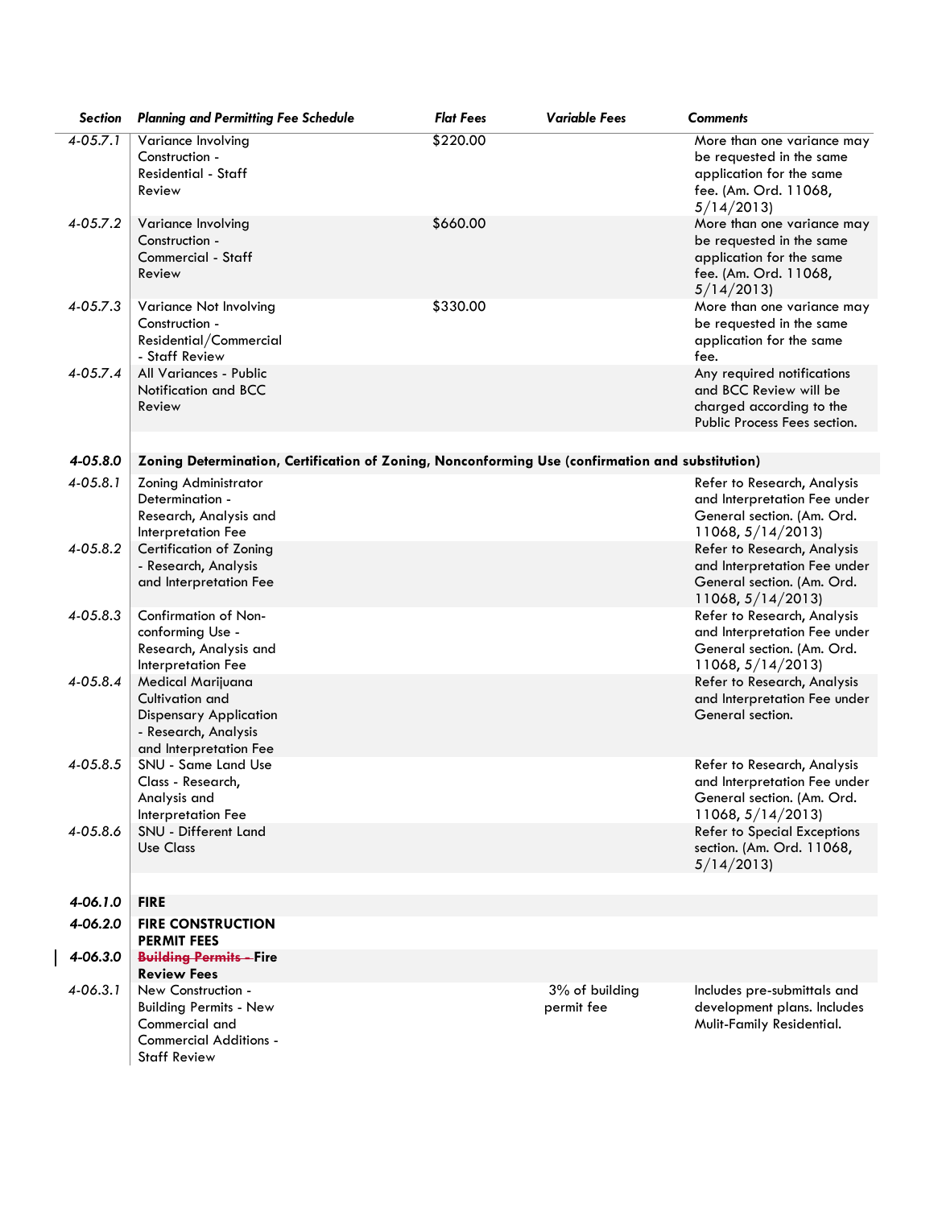| Section | Planning and Permitting Fee Schedule | Flat Fees | Variable Fees | Comments |
|---|---|---|---|---|
| 4-05.7.1 | Variance Involving Construction - Residential - Staff Review | $220.00 | | More than one variance may be requested in the same application for the same fee. (Am. Ord. 11068, 5/14/2013) |
| 4-05.7.2 | Variance Involving Construction - Commercial - Staff Review | $660.00 | | More than one variance may be requested in the same application for the same fee. (Am. Ord. 11068, 5/14/2013) |
| 4-05.7.3 | Variance Not Involving Construction - Residential/Commercial - Staff Review | $330.00 | | More than one variance may be requested in the same application for the same fee. |
| 4-05.7.4 | All Variances - Public Notification and BCC Review | | | Any required notifications and BCC Review will be charged according to the Public Process Fees section. |
| **4-05.8.0** | **Zoning Determination, Certification of Zoning, Nonconforming Use (confirmation and substitution)** | | | |
| 4-05.8.1 | Zoning Administrator Determination - Research, Analysis and Interpretation Fee | | | Refer to Research, Analysis and Interpretation Fee under General section. (Am. Ord. 11068, 5/14/2013) |
| 4-05.8.2 | Certification of Zoning - Research, Analysis and Interpretation Fee | | | Refer to Research, Analysis and Interpretation Fee under General section. (Am. Ord. 11068, 5/14/2013) |
| 4-05.8.3 | Confirmation of Non-conforming Use - Research, Analysis and Interpretation Fee | | | Refer to Research, Analysis and Interpretation Fee under General section. (Am. Ord. 11068, 5/14/2013) |
| 4-05.8.4 | Medical Marijuana Cultivation and Dispensary Application - Research, Analysis and Interpretation Fee | | | Refer to Research, Analysis and Interpretation Fee under General section. |
| 4-05.8.5 | SNU - Same Land Use Class - Research, Analysis and Interpretation Fee | | | Refer to Research, Analysis and Interpretation Fee under General section. (Am. Ord. 11068, 5/14/2013) |
| 4-05.8.6 | SNU - Different Land Use Class | | | Refer to Special Exceptions section. (Am. Ord. 11068, 5/14/2013) |
| **4-06.1.0** | **FIRE** | | | |
| **4-06.2.0** | **FIRE CONSTRUCTION PERMIT FEES** | | | |
| **4-06.3.0** | ~~**Building Permits -**~~ **Fire Review Fees** | | | |
| 4-06.3.1 | New Construction - Building Permits - New Commercial and Commercial Additions - Staff Review | | 3% of building permit fee | Includes pre-submittals and development plans. Includes Mulit-Family Residential. |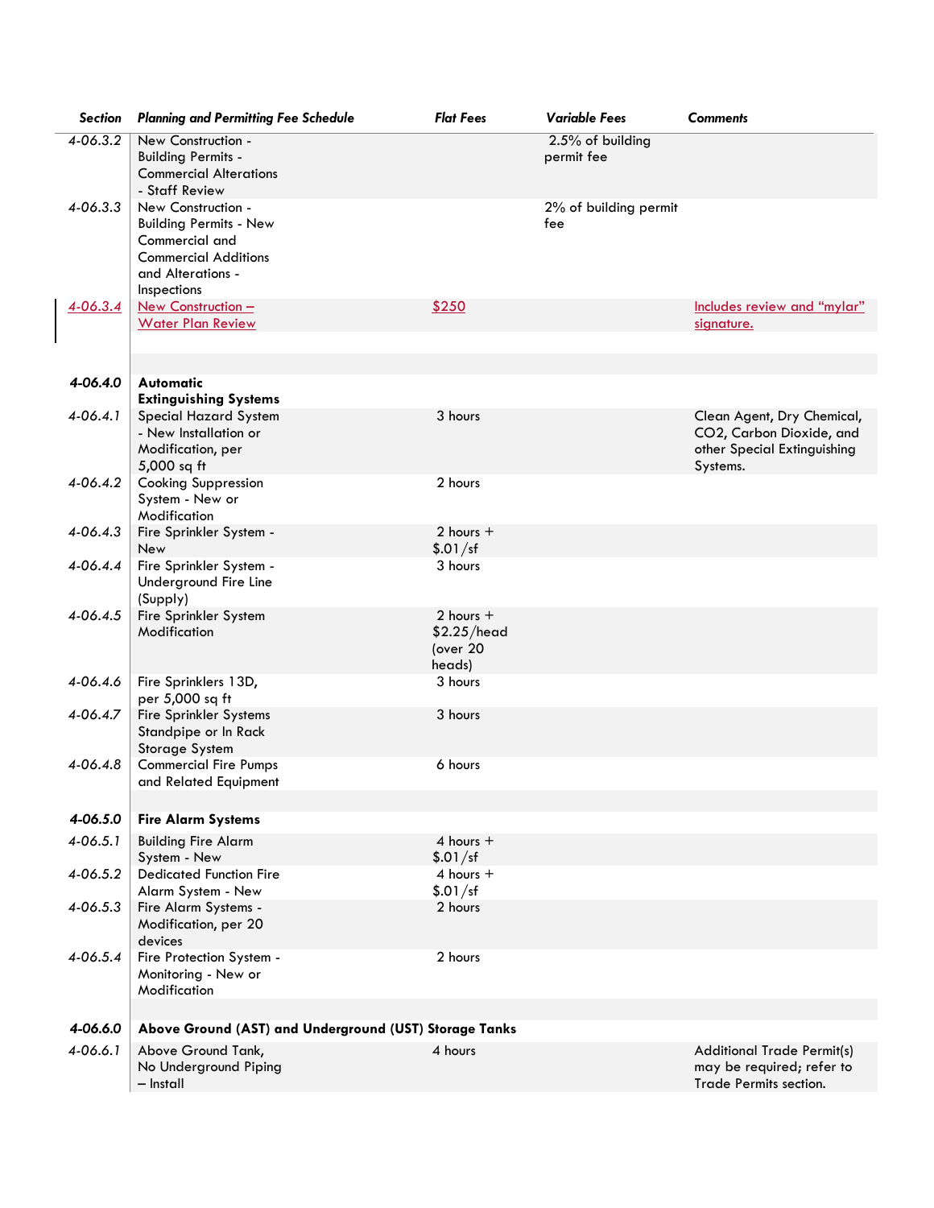| Section | Planning and Permitting Fee Schedule | Flat Fees | Variable Fees | Comments |
|---|---|---|---|---|
| 4-06.3.2 | New Construction - Building Permits - Commercial Alterations - Staff Review | | 2.5% of building permit fee | |
| 4-06.3.3 | New Construction - Building Permits - New Commercial and Commercial Additions and Alterations - Inspections | | 2% of building permit fee | |
| 4-06.3.4 | New Construction – Water Plan Review | $250 | | Includes review and "mylar" signature. |
| | | | | |
| **4-06.4.0** | **Automatic Extinguishing Systems** | | | |
| 4-06.4.1 | Special Hazard System - New Installation or Modification, per 5,000 sq ft | 3 hours | | Clean Agent, Dry Chemical, CO2, Carbon Dioxide, and other Special Extinguishing Systems. |
| 4-06.4.2 | Cooking Suppression System - New or Modification | 2 hours | | |
| 4-06.4.3 | Fire Sprinkler System - New | 2 hours + $.01/sf | | |
| 4-06.4.4 | Fire Sprinkler System - Underground Fire Line (Supply) | 3 hours | | |
| 4-06.4.5 | Fire Sprinkler System Modification | 2 hours + $2.25/head (over 20 heads) | | |
| 4-06.4.6 | Fire Sprinklers 13D, per 5,000 sq ft | 3 hours | | |
| 4-06.4.7 | Fire Sprinkler Systems Standpipe or In Rack Storage System | 3 hours | | |
| 4-06.4.8 | Commercial Fire Pumps and Related Equipment | 6 hours | | |
| | | | | |
| **4-06.5.0** | **Fire Alarm Systems** | | | |
| 4-06.5.1 | Building Fire Alarm System - New | 4 hours + $.01/sf | | |
| 4-06.5.2 | Dedicated Function Fire Alarm System - New | 4 hours + $.01/sf | | |
| 4-06.5.3 | Fire Alarm Systems - Modification, per 20 devices | 2 hours | | |
| 4-06.5.4 | Fire Protection System - Monitoring - New or Modification | 2 hours | | |
| | | | | |
| **4-06.6.0** | **Above Ground (AST) and Underground (UST) Storage Tanks** | | | |
| 4-06.6.1 | Above Ground Tank, No Underground Piping – Install | 4 hours | | Additional Trade Permit(s) may be required; refer to Trade Permits section. |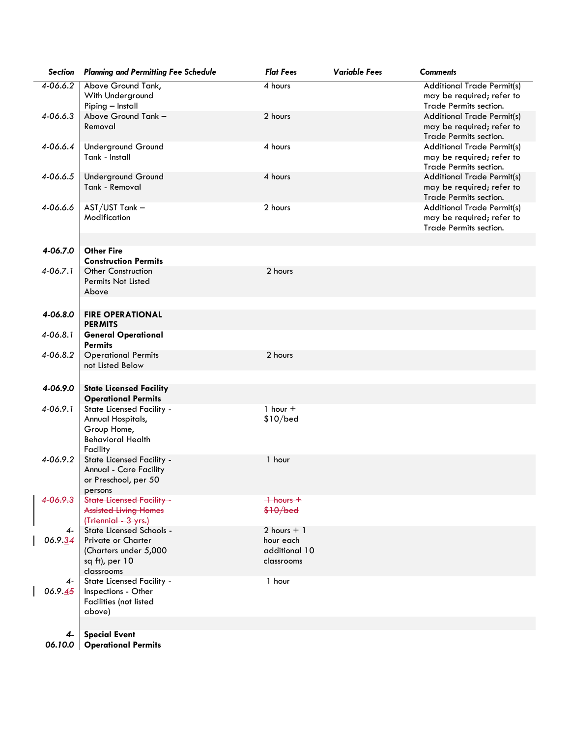| Section | Planning and Permitting Fee Schedule | Flat Fees | Variable Fees | Comments |
|---|---|---|---|---|
| 4-06.6.2 | Above Ground Tank, With Underground Piping – Install | 4 hours | | Additional Trade Permit(s) may be required; refer to Trade Permits section. |
| 4-06.6.3 | Above Ground Tank – Removal | 2 hours | | Additional Trade Permit(s) may be required; refer to Trade Permits section. |
| 4-06.6.4 | Underground Ground Tank - Install | 4 hours | | Additional Trade Permit(s) may be required; refer to Trade Permits section. |
| 4-06.6.5 | Underground Ground Tank - Removal | 4 hours | | Additional Trade Permit(s) may be required; refer to Trade Permits section. |
| 4-06.6.6 | AST/UST Tank – Modification | 2 hours | | Additional Trade Permit(s) may be required; refer to Trade Permits section. |
| | | | | |
| **4-06.7.0** | **Other Fire Construction Permits** | | | |
| 4-06.7.1 | Other Construction Permits Not Listed Above | 2 hours | | |
| | | | | |
| **4-06.8.0** | **FIRE OPERATIONAL PERMITS** | | | |
| 4-06.8.1 | **General Operational Permits** | | | |
| 4-06.8.2 | Operational Permits not Listed Below | 2 hours | | |
| | | | | |
| **4-06.9.0** | **State Licensed Facility Operational Permits** | | | |
| 4-06.9.1 | State Licensed Facility - Annual Hospitals, Group Home, Behavioral Health Facility | 1 hour + $10/bed | | |
| 4-06.9.2 | State Licensed Facility - Annual - Care Facility or Preschool, per 50 persons | 1 hour | | |
| ~~4-06.9.3~~ | ~~State Licensed Facility - Assisted Living Homes (Triennial - 3 yrs.)~~ | ~~1 hours + $10/bed~~ | | |
| 4-06.9.3~~4~~ | State Licensed Schools - Private or Charter (Charters under 5,000 sq ft), per 10 classrooms | 2 hours + 1 hour each additional 10 classrooms | | |
| 4-06.9.4~~5~~ | State Licensed Facility - Inspections - Other Facilities (not listed above) | 1 hour | | |
| | | | | |
| **4-06.10.0** | **Special Event Operational Permits** | | | |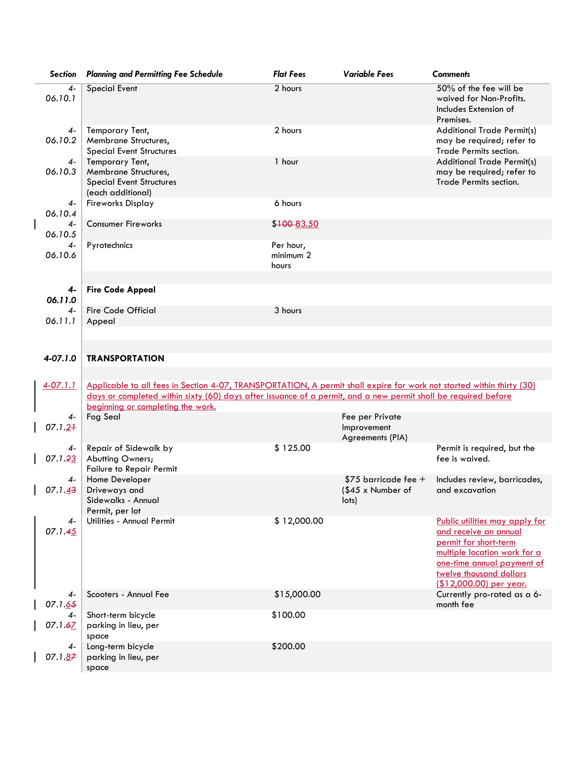| Section | Planning and Permitting Fee Schedule | Flat Fees | Variable Fees | Comments |
|---|---|---|---|---|
| 4-06.10.1 | Special Event | 2 hours | | 50% of the fee will be waived for Non-Profits. Includes Extension of Premises. |
| 4-06.10.2 | Temporary Tent, Membrane Structures, Special Event Structures | 2 hours | | Additional Trade Permit(s) may be required; refer to Trade Permits section. |
| 4-06.10.3 | Temporary Tent, Membrane Structures, Special Event Structures (each additional) | 1 hour | | Additional Trade Permit(s) may be required; refer to Trade Permits section. |
| 4-06.10.4 | Fireworks Display | 6 hours | | |
| 4-06.10.5 | Consumer Fireworks | $~~100~~ 83.50 | | |
| 4-06.10.6 | Pyrotechnics | Per hour, minimum 2 hours | | |
| | | | | |
| **4-06.11.0** | **Fire Code Appeal** | | | |
| 4-06.11.1 | Fire Code Official Appeal | 3 hours | | |
| | | | | |
| **4-07.1.0** | **TRANSPORTATION** | | | |
| | | | | |
| 4-07.1.1 | Applicable to all fees in Section 4-07, TRANSPORTATION, A permit shall expire for work not started within thirty (30) days or completed within sixty (60) days after issuance of a permit, and a new permit shall be required before beginning or completing the work. | | | |
| 4-07.1.2~~1~~ | Fog Seal | | Fee per Private Improvement Agreements (PIA) | |
| 4-07.1.~~2~~3 | Repair of Sidewalk by Abutting Owners; Failure to Repair Permit | $ 125.00 | | Permit is required, but the fee is waived. |
| 4-07.1.4~~3~~ | Home Developer Driveways and Sidewalks - Annual Permit, per lot | | $75 barricade fee + ($45 x Number of lots) | Includes review, barricades, and excavation |
| 4-07.1.~~4~~5 | Utilities - Annual Permit | $ 12,000.00 | | Public utilities may apply for and receive an annual permit for short-term multiple location work for a one-time annual payment of twelve thousand dollars ($12,000.00) per year. |
| 4-07.1.6~~5~~ | Scooters - Annual Fee | $15,000.00 | | Currently pro-rated as a 6-month fee |
| 4-07.1.~~6~~7 | Short-term bicycle parking in lieu, per space | $100.00 | | |
| 4-07.1.8~~7~~ | Long-term bicycle parking in lieu, per space | $200.00 | | |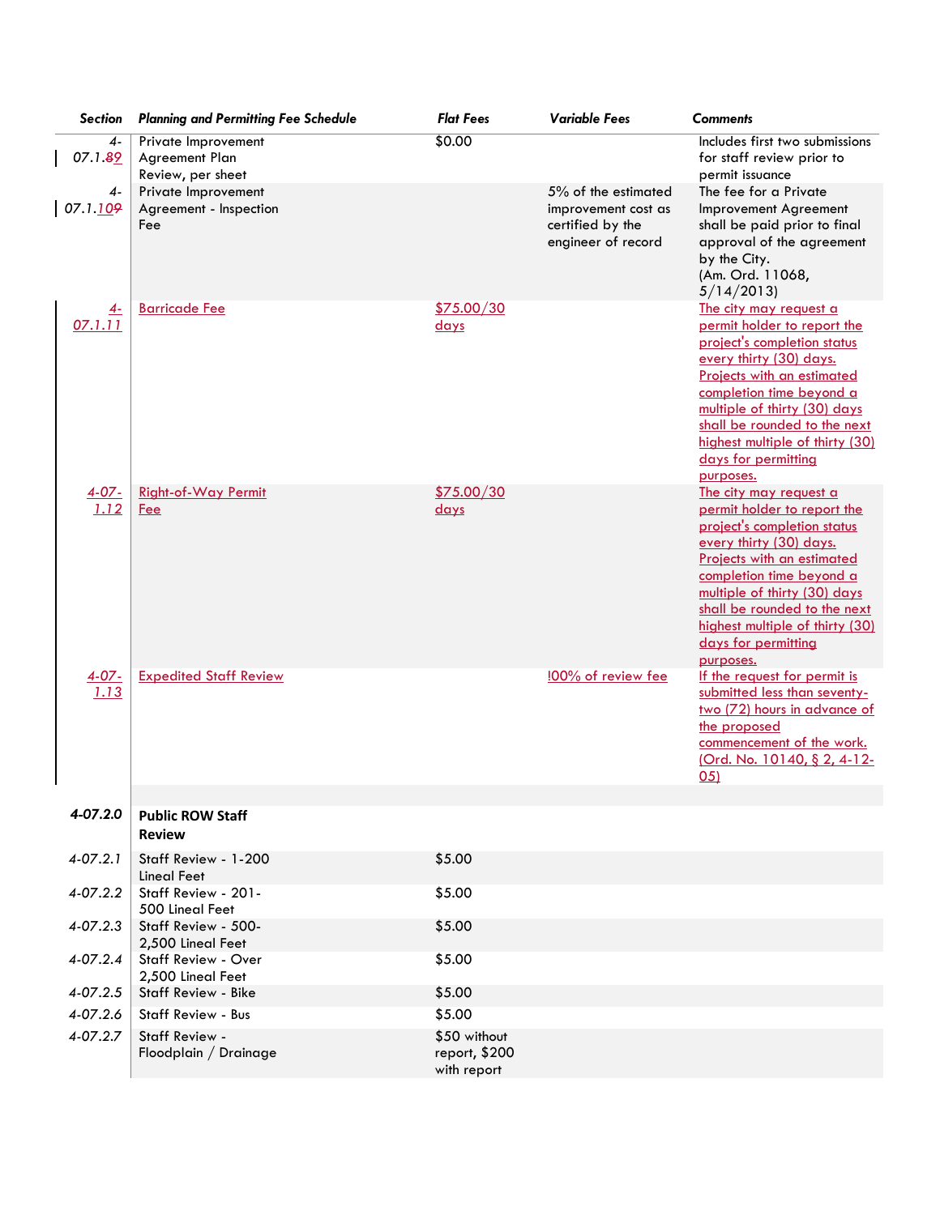| Section | Planning and Permitting Fee Schedule | Flat Fees | Variable Fees | Comments |
|---|---|---|---|---|
| 4-07.1.89 | Private Improvement Agreement Plan Review, per sheet | $0.00 | | Includes first two submissions for staff review prior to permit issuance |
| 4-07.1.109 | Private Improvement Agreement - Inspection Fee | | 5% of the estimated improvement cost as certified by the engineer of record | The fee for a Private Improvement Agreement shall be paid prior to final approval of the agreement by the City. (Am. Ord. 11068, 5/14/2013) |
| 4-07.1.11 | Barricade Fee | $75.00/30 days | | The city may request a permit holder to report the project's completion status every thirty (30) days. Projects with an estimated completion time beyond a multiple of thirty (30) days shall be rounded to the next highest multiple of thirty (30) days for permitting purposes. |
| 4-07-1.12 | Right-of-Way Permit Fee | $75.00/30 days | | The city may request a permit holder to report the project's completion status every thirty (30) days. Projects with an estimated completion time beyond a multiple of thirty (30) days shall be rounded to the next highest multiple of thirty (30) days for permitting purposes. |
| 4-07-1.13 | Expedited Staff Review | | !00% of review fee | If the request for permit is submitted less than seventy-two (72) hours in advance of the proposed commencement of the work. (Ord. No. 10140, § 2, 4-12-05) |
| **4-07.2.0** | **Public ROW Staff Review** | | | |
| 4-07.2.1 | Staff Review - 1-200 Lineal Feet | $5.00 | | |
| 4-07.2.2 | Staff Review - 201-500 Lineal Feet | $5.00 | | |
| 4-07.2.3 | Staff Review - 500-2,500 Lineal Feet | $5.00 | | |
| 4-07.2.4 | Staff Review - Over 2,500 Lineal Feet | $5.00 | | |
| 4-07.2.5 | Staff Review - Bike | $5.00 | | |
| 4-07.2.6 | Staff Review - Bus | $5.00 | | |
| 4-07.2.7 | Staff Review - Floodplain / Drainage | $50 without report, $200 with report | | |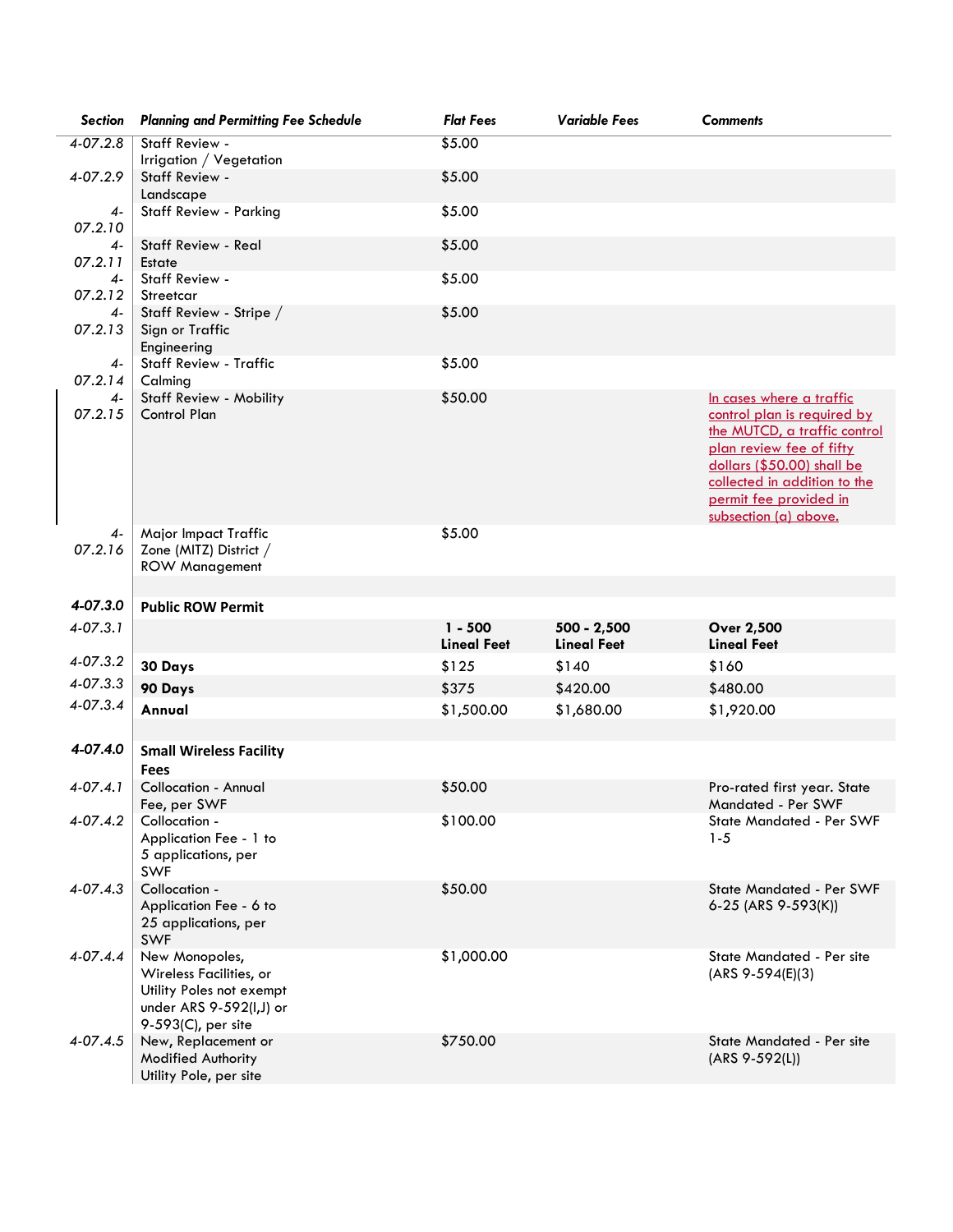| Section | Planning and Permitting Fee Schedule | Flat Fees | Variable Fees | Comments |
|---|---|---|---|---|
| 4-07.2.8 | Staff Review - Irrigation / Vegetation | $5.00 | | |
| 4-07.2.9 | Staff Review - Landscape | $5.00 | | |
| 4-07.2.10 | Staff Review - Parking | $5.00 | | |
| 4-07.2.11 | Staff Review - Real Estate | $5.00 | | |
| 4-07.2.12 | Staff Review - Streetcar | $5.00 | | |
| 4-07.2.13 | Staff Review - Stripe / Sign or Traffic Engineering | $5.00 | | |
| 4-07.2.14 | Staff Review - Traffic Calming | $5.00 | | |
| 4-07.2.15 | Staff Review - Mobility Control Plan | $50.00 | | In cases where a traffic control plan is required by the MUTCD, a traffic control plan review fee of fifty dollars ($50.00) shall be collected in addition to the permit fee provided in subsection (a) above. |
| 4-07.2.16 | Major Impact Traffic Zone (MITZ) District / ROW Management | $5.00 | | |
| | | | | |
| **4-07.3.0** | **Public ROW Permit** | | | |
| 4-07.3.1 | | **1 - 500 Lineal Feet** | **500 - 2,500 Lineal Feet** | **Over 2,500 Lineal Feet** |
| 4-07.3.2 | **30 Days** | $125 | $140 | $160 |
| 4-07.3.3 | **90 Days** | $375 | $420.00 | $480.00 |
| 4-07.3.4 | **Annual** | $1,500.00 | $1,680.00 | $1,920.00 |
| | | | | |
| **4-07.4.0** | **Small Wireless Facility Fees** | | | |
| 4-07.4.1 | Collocation - Annual Fee, per SWF | $50.00 | | Pro-rated first year. State Mandated - Per SWF |
| 4-07.4.2 | Collocation - Application Fee - 1 to 5 applications, per SWF | $100.00 | | State Mandated - Per SWF 1-5 |
| 4-07.4.3 | Collocation - Application Fee - 6 to 25 applications, per SWF | $50.00 | | State Mandated - Per SWF 6-25 (ARS 9-593(K)) |
| 4-07.4.4 | New Monopoles, Wireless Facilities, or Utility Poles not exempt under ARS 9-592(I,J) or 9-593(C), per site | $1,000.00 | | State Mandated - Per site (ARS 9-594(E)(3) |
| 4-07.4.5 | New, Replacement or Modified Authority Utility Pole, per site | $750.00 | | State Mandated - Per site (ARS 9-592(L)) |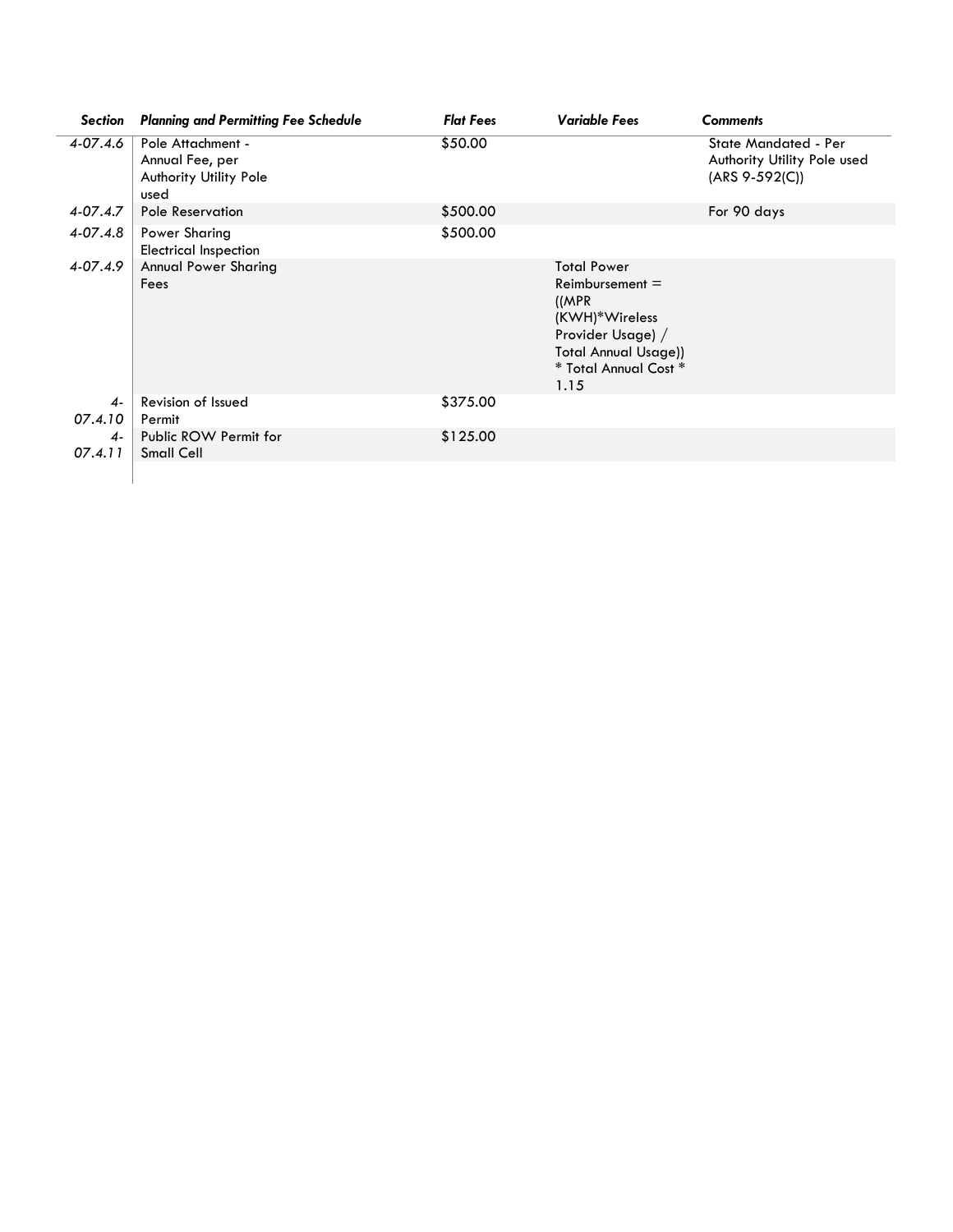| *Section* | *Planning and Permitting Fee Schedule* | *Flat Fees* | *Variable Fees* | *Comments* |
|---|---|---|---|---|
| *4-07.4.6* | Pole Attachment - Annual Fee, per Authority Utility Pole used | $50.00 | | State Mandated - Per Authority Utility Pole used (ARS 9-592(C)) |
| *4-07.4.7* | Pole Reservation | $500.00 | | For 90 days |
| *4-07.4.8* | Power Sharing Electrical Inspection | $500.00 | | |
| *4-07.4.9* | Annual Power Sharing Fees | | Total Power Reimbursement = ((MPR (KWH)*Wireless Provider Usage) / Total Annual Usage)) * Total Annual Cost * 1.15 | |
| *4-07.4.10* | Revision of Issued Permit | $375.00 | | |
| *4-07.4.11* | Public ROW Permit for Small Cell | $125.00 | | |